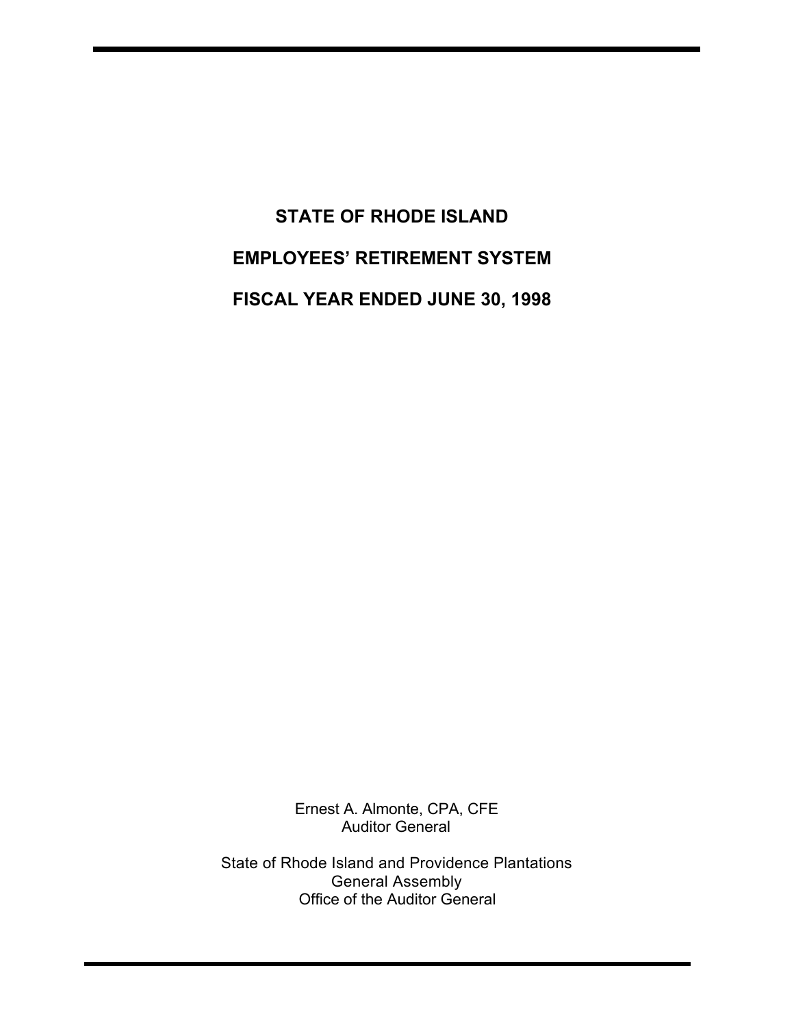# STATE OF RHODE ISLAND

# EMPLOYEES' RETIREMENT SYSTEM

# FISCAL YEAR ENDED JUNE 30, 1998

Ernest A. Almonte, CPA, CFE
Auditor General

State of Rhode Island and Providence Plantations
General Assembly
Office of the Auditor General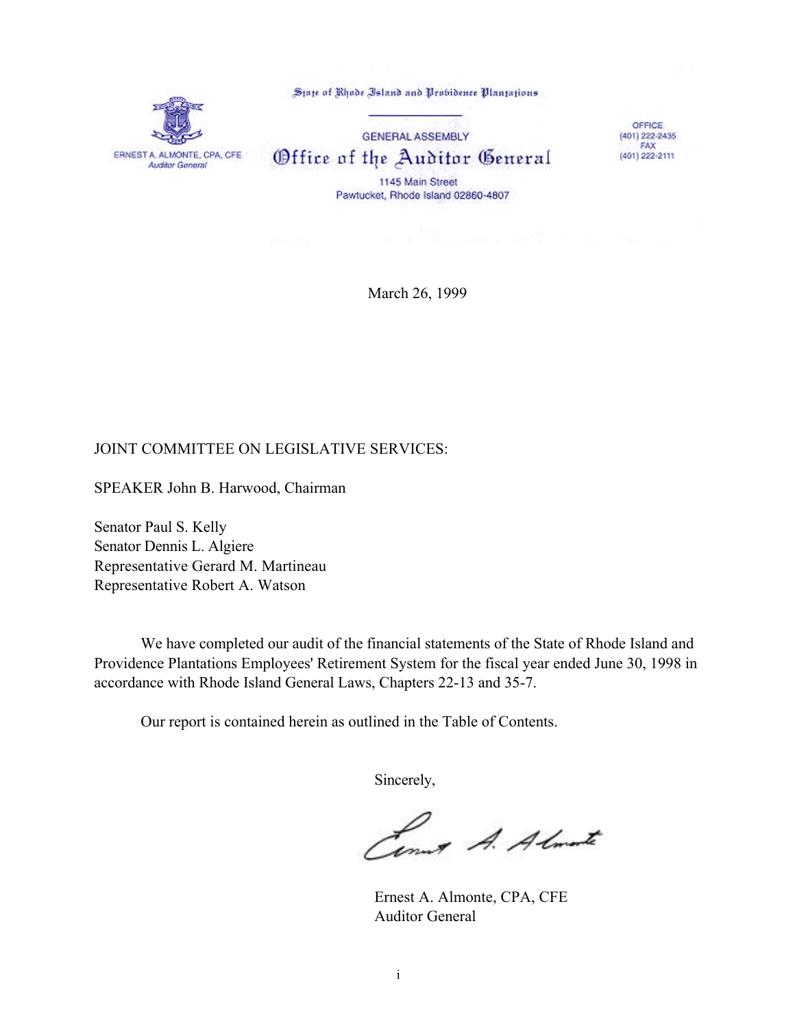State of Rhode Island and Providence Plantations

GENERAL ASSEMBLY

# Office of the Auditor General

ERNEST A. ALMONTE, CPA, CFE
*Auditor General*

1145 Main Street
Pawtucket, Rhode Island 02860-4807

OFFICE
(401) 222-2435
FAX
(401) 222-2111

March 26, 1999

JOINT COMMITTEE ON LEGISLATIVE SERVICES:

SPEAKER John B. Harwood, Chairman

Senator Paul S. Kelly
Senator Dennis L. Algiere
Representative Gerard M. Martineau
Representative Robert A. Watson

We have completed our audit of the financial statements of the State of Rhode Island and Providence Plantations Employees' Retirement System for the fiscal year ended June 30, 1998 in accordance with Rhode Island General Laws, Chapters 22-13 and 35-7.

Our report is contained herein as outlined in the Table of Contents.

Sincerely,

Ernest A. Almonte, CPA, CFE
Auditor General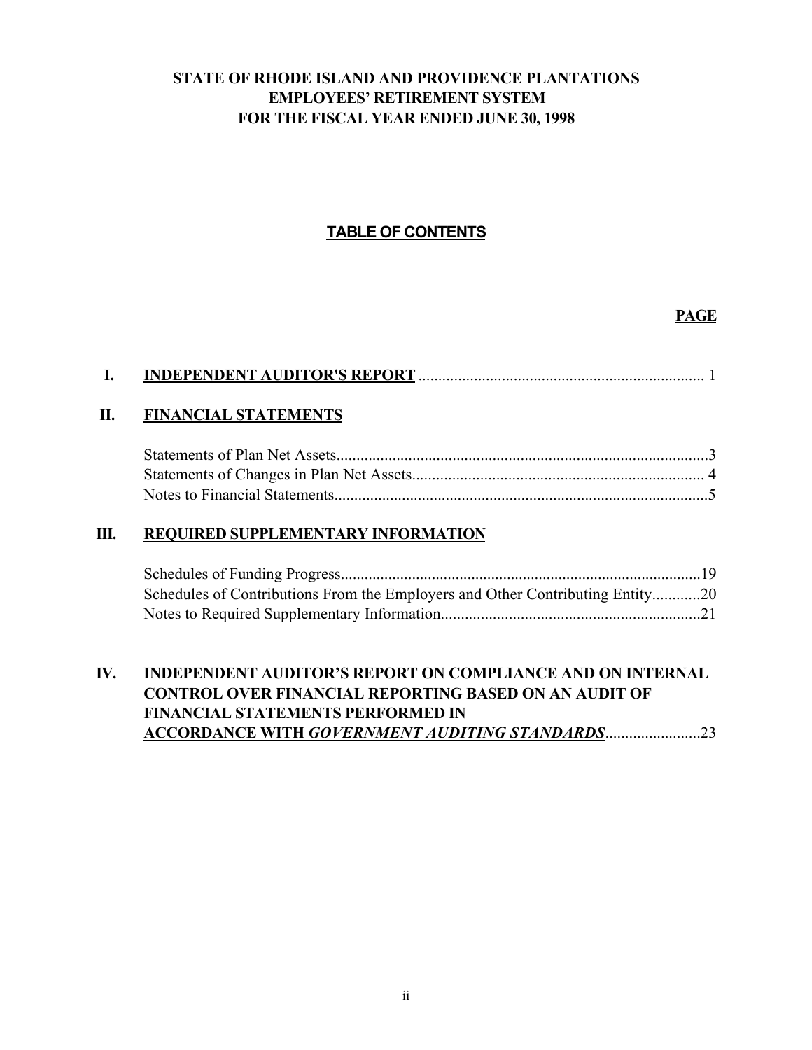**STATE OF RHODE ISLAND AND PROVIDENCE PLANTATIONS**
**EMPLOYEES' RETIREMENT SYSTEM**
**FOR THE FISCAL YEAR ENDED JUNE 30, 1998**

# TABLE OF CONTENTS

| | | PAGE |
|---|---|---|
| **I.** | **INDEPENDENT AUDITOR'S REPORT** | 1 |
| **II.** | **FINANCIAL STATEMENTS** | |
| | Statements of Plan Net Assets | 3 |
| | Statements of Changes in Plan Net Assets | 4 |
| | Notes to Financial Statements | 5 |
| **III.** | **REQUIRED SUPPLEMENTARY INFORMATION** | |
| | Schedules of Funding Progress | 19 |
| | Schedules of Contributions From the Employers and Other Contributing Entity | 20 |
| | Notes to Required Supplementary Information | 21 |
| **IV.** | **INDEPENDENT AUDITOR'S REPORT ON COMPLIANCE AND ON INTERNAL CONTROL OVER FINANCIAL REPORTING BASED ON AN AUDIT OF FINANCIAL STATEMENTS PERFORMED IN ACCORDANCE WITH *GOVERNMENT AUDITING STANDARDS*** | 23 |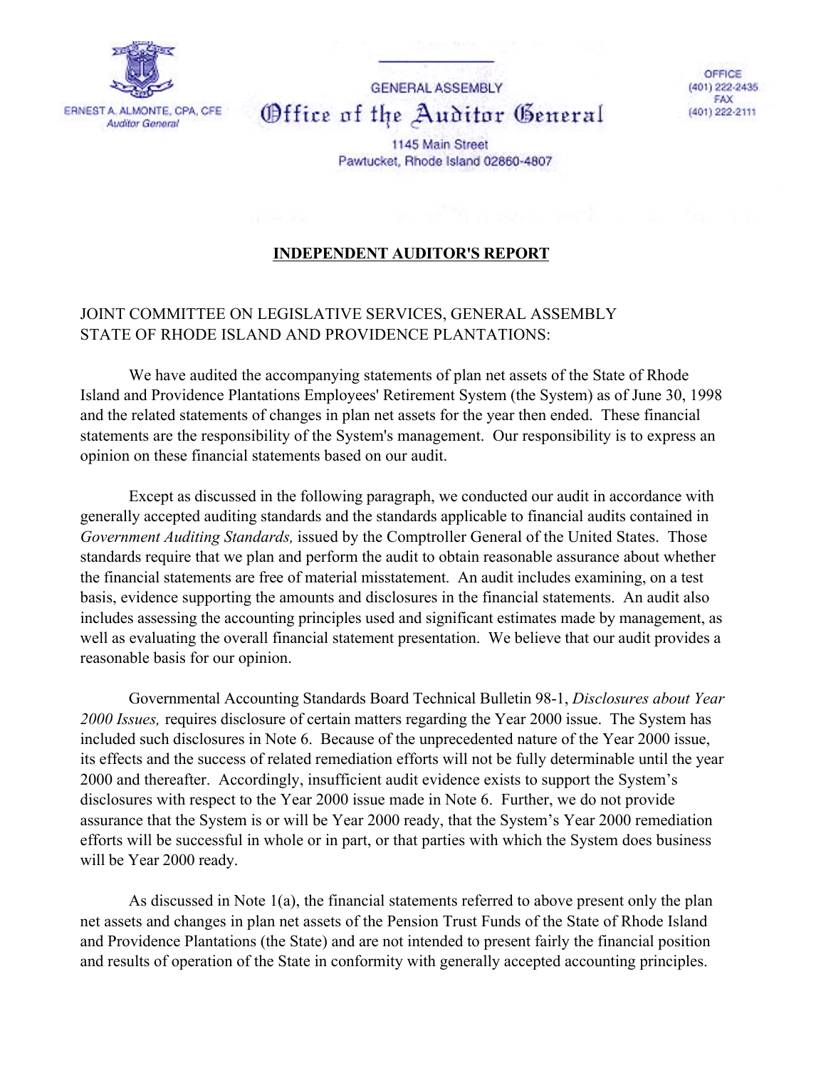ERNEST A. ALMONTE, CPA, CFE
*Auditor General*

GENERAL ASSEMBLY

# Office of the Auditor General

1145 Main Street
Pawtucket, Rhode Island 02860-4807

OFFICE
(401) 222-2435
FAX
(401) 222-2111

## INDEPENDENT AUDITOR'S REPORT

JOINT COMMITTEE ON LEGISLATIVE SERVICES, GENERAL ASSEMBLY
STATE OF RHODE ISLAND AND PROVIDENCE PLANTATIONS:

We have audited the accompanying statements of plan net assets of the State of Rhode Island and Providence Plantations Employees' Retirement System (the System) as of June 30, 1998 and the related statements of changes in plan net assets for the year then ended. These financial statements are the responsibility of the System's management. Our responsibility is to express an opinion on these financial statements based on our audit.

Except as discussed in the following paragraph, we conducted our audit in accordance with generally accepted auditing standards and the standards applicable to financial audits contained in *Government Auditing Standards,* issued by the Comptroller General of the United States. Those standards require that we plan and perform the audit to obtain reasonable assurance about whether the financial statements are free of material misstatement. An audit includes examining, on a test basis, evidence supporting the amounts and disclosures in the financial statements. An audit also includes assessing the accounting principles used and significant estimates made by management, as well as evaluating the overall financial statement presentation. We believe that our audit provides a reasonable basis for our opinion.

Governmental Accounting Standards Board Technical Bulletin 98-1, *Disclosures about Year 2000 Issues,* requires disclosure of certain matters regarding the Year 2000 issue. The System has included such disclosures in Note 6. Because of the unprecedented nature of the Year 2000 issue, its effects and the success of related remediation efforts will not be fully determinable until the year 2000 and thereafter. Accordingly, insufficient audit evidence exists to support the System's disclosures with respect to the Year 2000 issue made in Note 6. Further, we do not provide assurance that the System is or will be Year 2000 ready, that the System's Year 2000 remediation efforts will be successful in whole or in part, or that parties with which the System does business will be Year 2000 ready.

As discussed in Note 1(a), the financial statements referred to above present only the plan net assets and changes in plan net assets of the Pension Trust Funds of the State of Rhode Island and Providence Plantations (the State) and are not intended to present fairly the financial position and results of operation of the State in conformity with generally accepted accounting principles.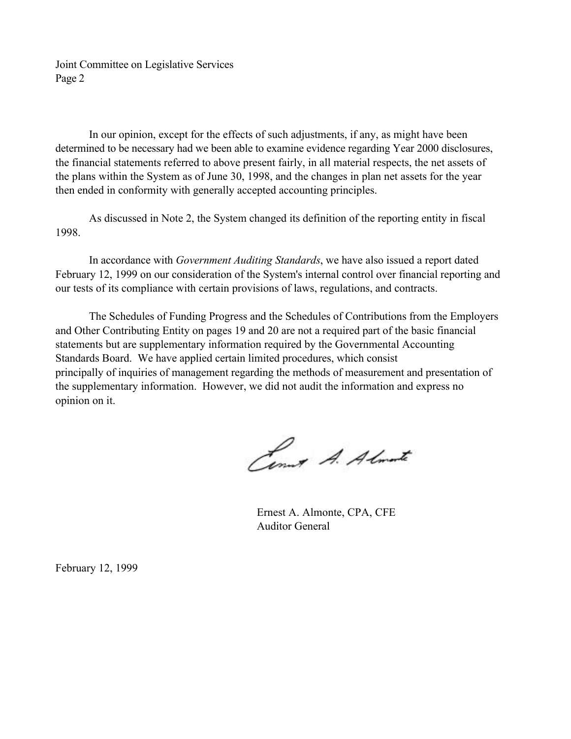In our opinion, except for the effects of such adjustments, if any, as might have been determined to be necessary had we been able to examine evidence regarding Year 2000 disclosures, the financial statements referred to above present fairly, in all material respects, the net assets of the plans within the System as of June 30, 1998, and the changes in plan net assets for the year then ended in conformity with generally accepted accounting principles.

As discussed in Note 2, the System changed its definition of the reporting entity in fiscal 1998.

In accordance with *Government Auditing Standards*, we have also issued a report dated February 12, 1999 on our consideration of the System's internal control over financial reporting and our tests of its compliance with certain provisions of laws, regulations, and contracts.

The Schedules of Funding Progress and the Schedules of Contributions from the Employers and Other Contributing Entity on pages 19 and 20 are not a required part of the basic financial statements but are supplementary information required by the Governmental Accounting Standards Board. We have applied certain limited procedures, which consist principally of inquiries of management regarding the methods of measurement and presentation of the supplementary information. However, we did not audit the information and express no opinion on it.

Ernest A. Almonte, CPA, CFE
Auditor General

February 12, 1999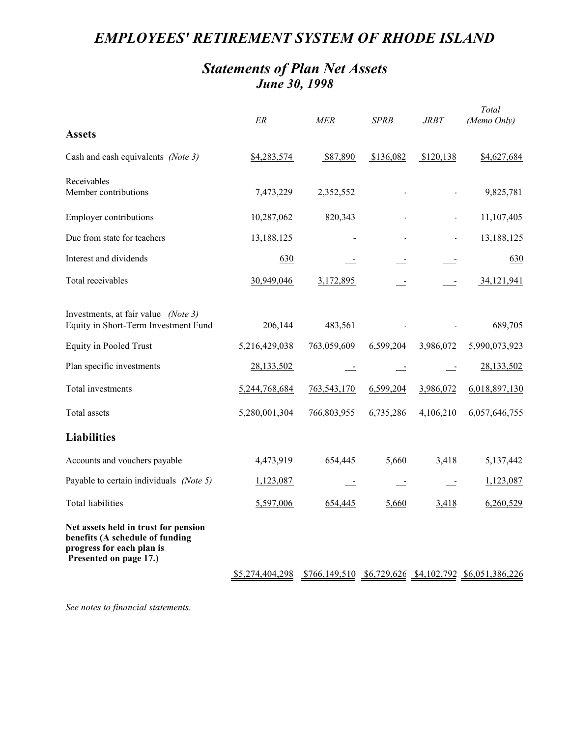# *EMPLOYEES' RETIREMENT SYSTEM OF RHODE ISLAND*

## *Statements of Plan Net Assets*
## *June 30, 1998*

| | *ER* | *MER* | *SPRB* | *JRBT* | *Total (Memo Only)* |
|---|---|---|---|---|---|
| **Assets** | | | | | |
| Cash and cash equivalents *(Note 3)* | $4,283,574 | $87,890 | $136,082 | $120,138 | $4,627,684 |
| Receivables | | | | | |
| Member contributions | 7,473,229 | 2,352,552 | - | - | 9,825,781 |
| Employer contributions | 10,287,062 | 820,343 | - | - | 11,107,405 |
| Due from state for teachers | 13,188,125 | - | - | - | 13,188,125 |
| Interest and dividends | 630 | - | - | - | 630 |
| Total receivables | 30,949,046 | 3,172,895 | - | - | 34,121,941 |
| Investments, at fair value *(Note 3)* | | | | | |
| Equity in Short-Term Investment Fund | 206,144 | 483,561 | - | - | 689,705 |
| Equity in Pooled Trust | 5,216,429,038 | 763,059,609 | 6,599,204 | 3,986,072 | 5,990,073,923 |
| Plan specific investments | 28,133,502 | - | - | - | 28,133,502 |
| Total investments | 5,244,768,684 | 763,543,170 | 6,599,204 | 3,986,072 | 6,018,897,130 |
| Total assets | 5,280,001,304 | 766,803,955 | 6,735,286 | 4,106,210 | 6,057,646,755 |
| **Liabilities** | | | | | |
| Accounts and vouchers payable | 4,473,919 | 654,445 | 5,660 | 3,418 | 5,137,442 |
| Payable to certain individuals *(Note 5)* | 1,123,087 | - | - | - | 1,123,087 |
| Total liabilities | 5,597,006 | 654,445 | 5,660 | 3,418 | 6,260,529 |
| **Net assets held in trust for pension benefits (A schedule of funding progress for each plan is Presented on page 17.)** | $5,274,404,298 | $766,149,510 | $6,729,626 | $4,102,792 | $6,051,386,226 |

*See notes to financial statements.*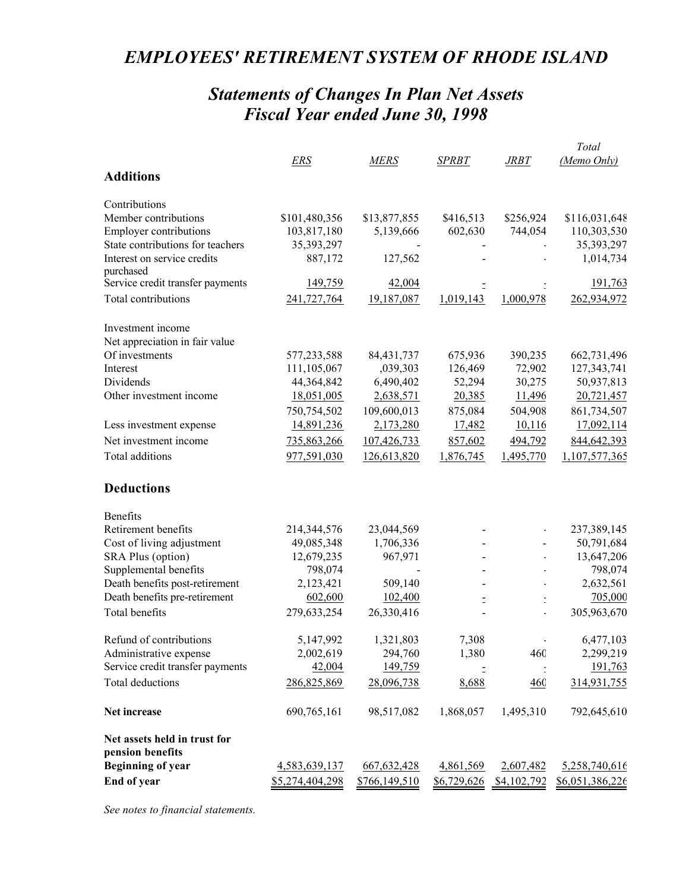# EMPLOYEES' RETIREMENT SYSTEM OF RHODE ISLAND

## *Statements of Changes In Plan Net Assets*
## *Fiscal Year ended June 30, 1998*

| | *ERS* | *MERS* | *SPRBT* | *JRBT* | *Total (Memo Only)* |
|---|---|---|---|---|---|
| **Additions** | | | | | |
| Contributions | | | | | |
| Member contributions | $101,480,356 | $13,877,855 | $416,513 | $256,924 | $116,031,648 |
| Employer contributions | 103,817,180 | 5,139,666 | 602,630 | 744,054 | 110,303,530 |
| State contributions for teachers | 35,393,297 | - | - | - | 35,393,297 |
| Interest on service credits purchased | 887,172 | 127,562 | - | - | 1,014,734 |
| Service credit transfer payments | 149,759 | 42,004 | - | - | 191,763 |
| Total contributions | 241,727,764 | 19,187,087 | 1,019,143 | 1,000,978 | 262,934,972 |
| Investment income | | | | | |
| Net appreciation in fair value Of investments | 577,233,588 | 84,431,737 | 675,936 | 390,235 | 662,731,496 |
| Interest | 111,105,067 | ,039,303 | 126,469 | 72,902 | 127,343,741 |
| Dividends | 44,364,842 | 6,490,402 | 52,294 | 30,275 | 50,937,813 |
| Other investment income | 18,051,005 | 2,638,571 | 20,385 | 11,496 | 20,721,457 |
| | 750,754,502 | 109,600,013 | 875,084 | 504,908 | 861,734,507 |
| Less investment expense | 14,891,236 | 2,173,280 | 17,482 | 10,116 | 17,092,114 |
| Net investment income | 735,863,266 | 107,426,733 | 857,602 | 494,792 | 844,642,393 |
| Total additions | 977,591,030 | 126,613,820 | 1,876,745 | 1,495,770 | 1,107,577,365 |
| **Deductions** | | | | | |
| Benefits | | | | | |
| Retirement benefits | 214,344,576 | 23,044,569 | - | - | 237,389,145 |
| Cost of living adjustment | 49,085,348 | 1,706,336 | - | - | 50,791,684 |
| SRA Plus (option) | 12,679,235 | 967,971 | - | - | 13,647,206 |
| Supplemental benefits | 798,074 | - | - | - | 798,074 |
| Death benefits post-retirement | 2,123,421 | 509,140 | - | - | 2,632,561 |
| Death benefits pre-retirement | 602,600 | 102,400 | - | - | 705,000 |
| Total benefits | 279,633,254 | 26,330,416 | - | - | 305,963,670 |
| Refund of contributions | 5,147,992 | 1,321,803 | 7,308 | - | 6,477,103 |
| Administrative expense | 2,002,619 | 294,760 | 1,380 | 460 | 2,299,219 |
| Service credit transfer payments | 42,004 | 149,759 | - | - | 191,763 |
| Total deductions | 286,825,869 | 28,096,738 | 8,688 | 460 | 314,931,755 |
| **Net increase** | 690,765,161 | 98,517,082 | 1,868,057 | 1,495,310 | 792,645,610 |
| **Net assets held in trust for pension benefits** | | | | | |
| **Beginning of year** | 4,583,639,137 | 667,632,428 | 4,861,569 | 2,607,482 | 5,258,740,616 |
| **End of year** | $5,274,404,298 | $766,149,510 | $6,729,626 | $4,102,792 | $6,051,386,226 |

*See notes to financial statements.*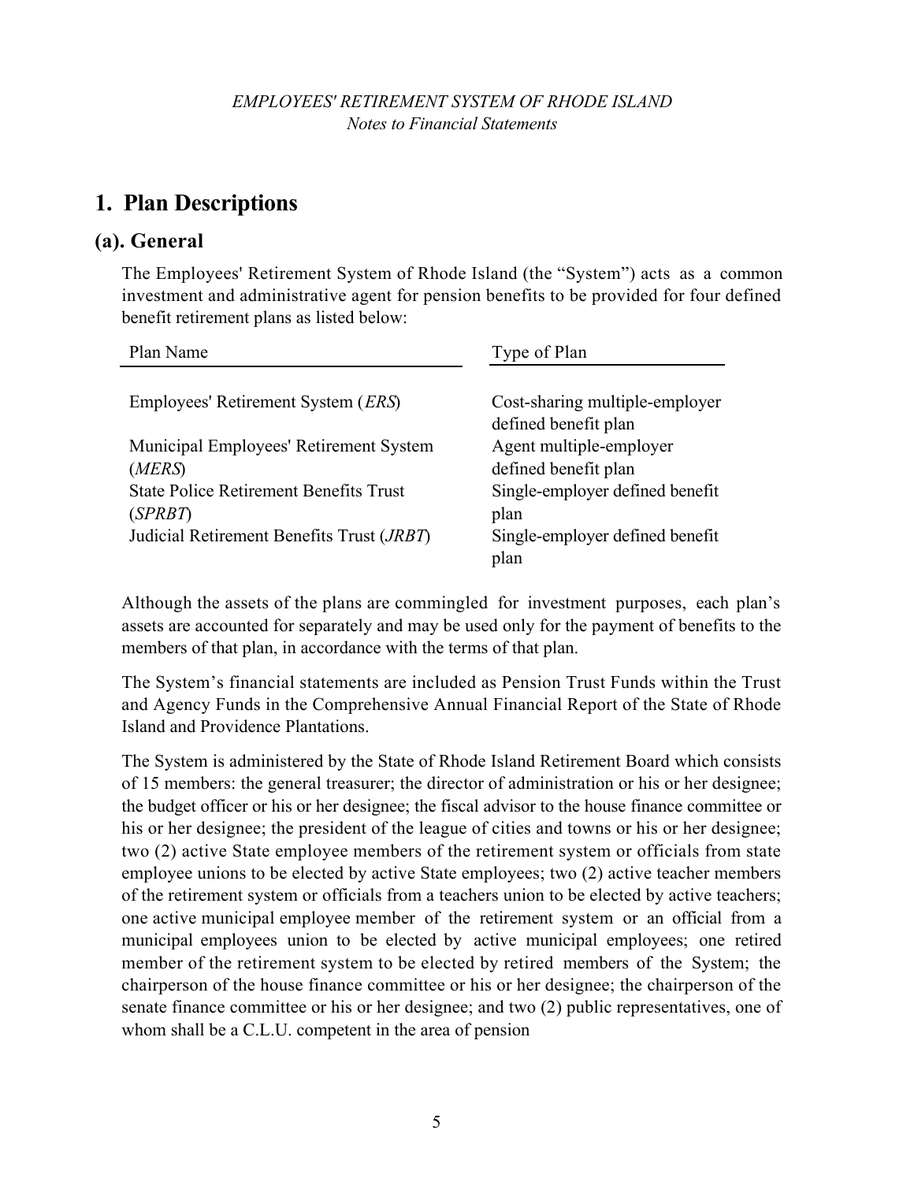# 1. Plan Descriptions

## (a). General

The Employees' Retirement System of Rhode Island (the "System") acts as a common investment and administrative agent for pension benefits to be provided for four defined benefit retirement plans as listed below:

| Plan Name | Type of Plan |
|---|---|
| Employees' Retirement System (*ERS*) | Cost-sharing multiple-employer defined benefit plan |
| Municipal Employees' Retirement System (*MERS*) | Agent multiple-employer defined benefit plan |
| State Police Retirement Benefits Trust (*SPRBT*) | Single-employer defined benefit plan |
| Judicial Retirement Benefits Trust (*JRBT*) | Single-employer defined benefit plan |

Although the assets of the plans are commingled for investment purposes, each plan's assets are accounted for separately and may be used only for the payment of benefits to the members of that plan, in accordance with the terms of that plan.

The System's financial statements are included as Pension Trust Funds within the Trust and Agency Funds in the Comprehensive Annual Financial Report of the State of Rhode Island and Providence Plantations.

The System is administered by the State of Rhode Island Retirement Board which consists of 15 members: the general treasurer; the director of administration or his or her designee; the budget officer or his or her designee; the fiscal advisor to the house finance committee or his or her designee; the president of the league of cities and towns or his or her designee; two (2) active State employee members of the retirement system or officials from state employee unions to be elected by active State employees; two (2) active teacher members of the retirement system or officials from a teachers union to be elected by active teachers; one active municipal employee member of the retirement system or an official from a municipal employees union to be elected by active municipal employees; one retired member of the retirement system to be elected by retired members of the System; the chairperson of the house finance committee or his or her designee; the chairperson of the senate finance committee or his or her designee; and two (2) public representatives, one of whom shall be a C.L.U. competent in the area of pension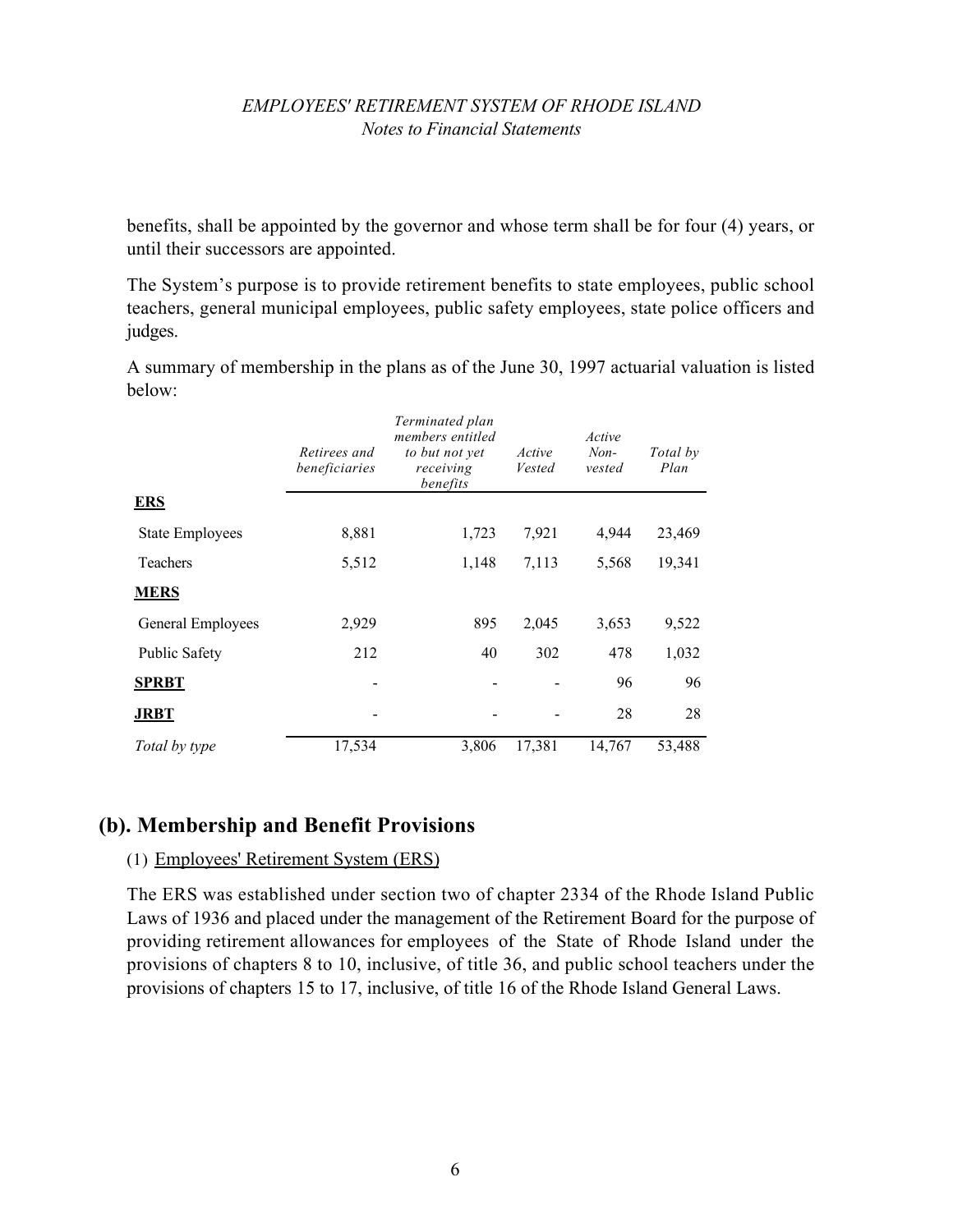benefits, shall be appointed by the governor and whose term shall be for four (4) years, or until their successors are appointed.

The System's purpose is to provide retirement benefits to state employees, public school teachers, general municipal employees, public safety employees, state police officers and judges.

A summary of membership in the plans as of the June 30, 1997 actuarial valuation is listed below:

| | *Retirees and beneficiaries* | *Terminated plan members entitled to but not yet receiving benefits* | *Active Vested* | *Active Non-vested* | *Total by Plan* |
|---|---|---|---|---|---|
| **ERS** | | | | | |
| State Employees | 8,881 | 1,723 | 7,921 | 4,944 | 23,469 |
| Teachers | 5,512 | 1,148 | 7,113 | 5,568 | 19,341 |
| **MERS** | | | | | |
| General Employees | 2,929 | 895 | 2,045 | 3,653 | 9,522 |
| Public Safety | 212 | 40 | 302 | 478 | 1,032 |
| **SPRBT** | - | - | - | 96 | 96 |
| **JRBT** | - | - | - | 28 | 28 |
| *Total by type* | 17,534 | 3,806 | 17,381 | 14,767 | 53,488 |

## (b). Membership and Benefit Provisions

(1) Employees' Retirement System (ERS)

The ERS was established under section two of chapter 2334 of the Rhode Island Public Laws of 1936 and placed under the management of the Retirement Board for the purpose of providing retirement allowances for employees of the State of Rhode Island under the provisions of chapters 8 to 10, inclusive, of title 36, and public school teachers under the provisions of chapters 15 to 17, inclusive, of title 16 of the Rhode Island General Laws.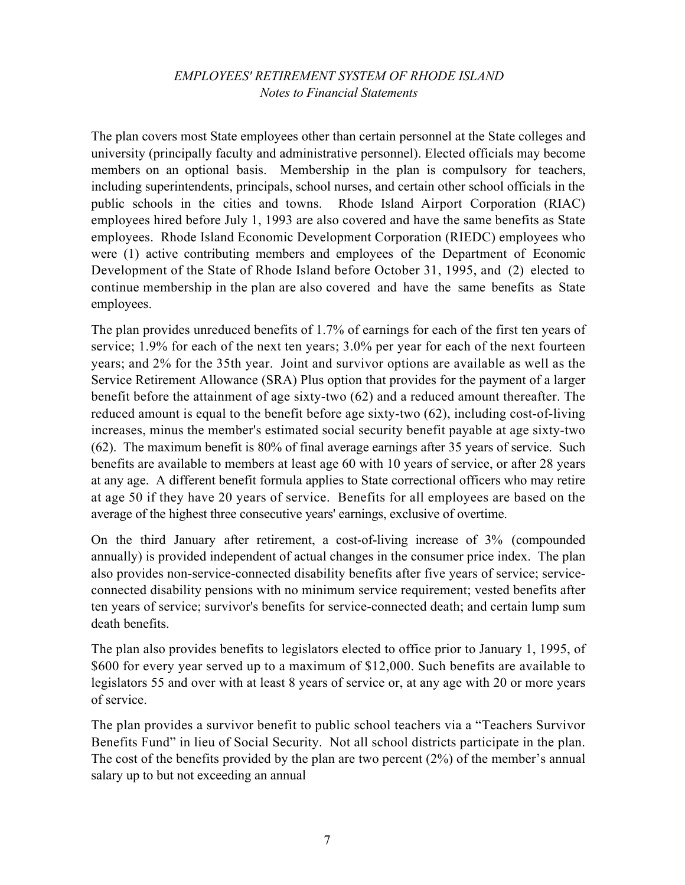The plan covers most State employees other than certain personnel at the State colleges and university (principally faculty and administrative personnel). Elected officials may become members on an optional basis. Membership in the plan is compulsory for teachers, including superintendents, principals, school nurses, and certain other school officials in the public schools in the cities and towns. Rhode Island Airport Corporation (RIAC) employees hired before July 1, 1993 are also covered and have the same benefits as State employees. Rhode Island Economic Development Corporation (RIEDC) employees who were (1) active contributing members and employees of the Department of Economic Development of the State of Rhode Island before October 31, 1995, and (2) elected to continue membership in the plan are also covered and have the same benefits as State employees.

The plan provides unreduced benefits of 1.7% of earnings for each of the first ten years of service; 1.9% for each of the next ten years; 3.0% per year for each of the next fourteen years; and 2% for the 35th year. Joint and survivor options are available as well as the Service Retirement Allowance (SRA) Plus option that provides for the payment of a larger benefit before the attainment of age sixty-two (62) and a reduced amount thereafter. The reduced amount is equal to the benefit before age sixty-two (62), including cost-of-living increases, minus the member's estimated social security benefit payable at age sixty-two (62). The maximum benefit is 80% of final average earnings after 35 years of service. Such benefits are available to members at least age 60 with 10 years of service, or after 28 years at any age. A different benefit formula applies to State correctional officers who may retire at age 50 if they have 20 years of service. Benefits for all employees are based on the average of the highest three consecutive years' earnings, exclusive of overtime.

On the third January after retirement, a cost-of-living increase of 3% (compounded annually) is provided independent of actual changes in the consumer price index. The plan also provides non-service-connected disability benefits after five years of service; service-connected disability pensions with no minimum service requirement; vested benefits after ten years of service; survivor's benefits for service-connected death; and certain lump sum death benefits.

The plan also provides benefits to legislators elected to office prior to January 1, 1995, of $600 for every year served up to a maximum of $12,000. Such benefits are available to legislators 55 and over with at least 8 years of service or, at any age with 20 or more years of service.

The plan provides a survivor benefit to public school teachers via a "Teachers Survivor Benefits Fund" in lieu of Social Security. Not all school districts participate in the plan. The cost of the benefits provided by the plan are two percent (2%) of the member's annual salary up to but not exceeding an annual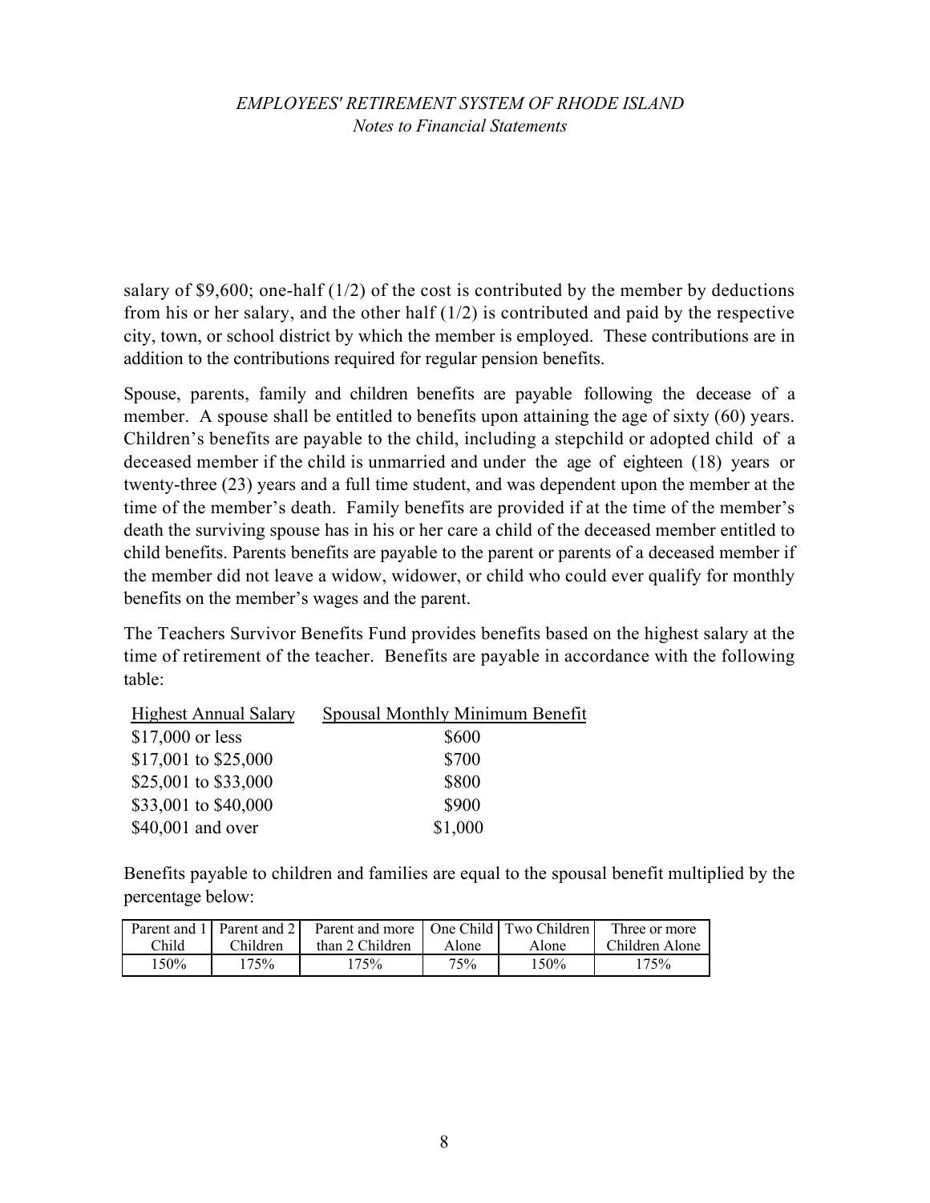salary of \$9,600; one-half (1/2) of the cost is contributed by the member by deductions from his or her salary, and the other half (1/2) is contributed and paid by the respective city, town, or school district by which the member is employed. These contributions are in addition to the contributions required for regular pension benefits.

Spouse, parents, family and children benefits are payable following the decease of a member. A spouse shall be entitled to benefits upon attaining the age of sixty (60) years. Children's benefits are payable to the child, including a stepchild or adopted child of a deceased member if the child is unmarried and under the age of eighteen (18) years or twenty-three (23) years and a full time student, and was dependent upon the member at the time of the member's death. Family benefits are provided if at the time of the member's death the surviving spouse has in his or her care a child of the deceased member entitled to child benefits. Parents benefits are payable to the parent or parents of a deceased member if the member did not leave a widow, widower, or child who could ever qualify for monthly benefits on the member's wages and the parent.

The Teachers Survivor Benefits Fund provides benefits based on the highest salary at the time of retirement of the teacher. Benefits are payable in accordance with the following table:

| Highest Annual Salary | Spousal Monthly Minimum Benefit |
|---|---|
| \$17,000 or less | \$600 |
| \$17,001 to \$25,000 | \$700 |
| \$25,001 to \$33,000 | \$800 |
| \$33,001 to \$40,000 | \$900 |
| \$40,001 and over | \$1,000 |

Benefits payable to children and families are equal to the spousal benefit multiplied by the percentage below:

| Parent and 1 Child | Parent and 2 Children | Parent and more than 2 Children | One Child Alone | Two Children Alone | Three or more Children Alone |
|---|---|---|---|---|---|
| 150% | 175% | 175% | 75% | 150% | 175% |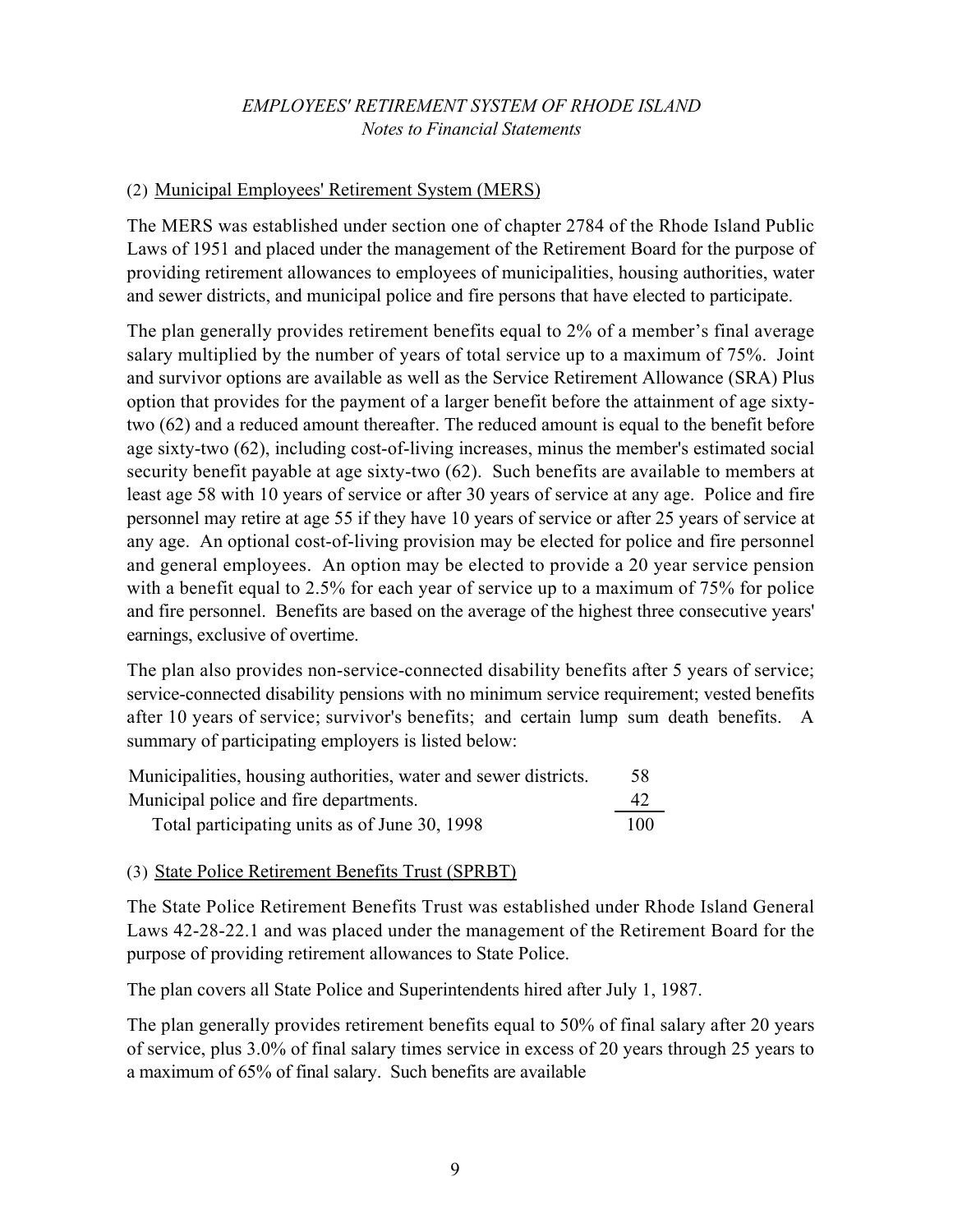(2) Municipal Employees' Retirement System (MERS)

The MERS was established under section one of chapter 2784 of the Rhode Island Public Laws of 1951 and placed under the management of the Retirement Board for the purpose of providing retirement allowances to employees of municipalities, housing authorities, water and sewer districts, and municipal police and fire persons that have elected to participate.

The plan generally provides retirement benefits equal to 2% of a member's final average salary multiplied by the number of years of total service up to a maximum of 75%. Joint and survivor options are available as well as the Service Retirement Allowance (SRA) Plus option that provides for the payment of a larger benefit before the attainment of age sixty-two (62) and a reduced amount thereafter. The reduced amount is equal to the benefit before age sixty-two (62), including cost-of-living increases, minus the member's estimated social security benefit payable at age sixty-two (62). Such benefits are available to members at least age 58 with 10 years of service or after 30 years of service at any age. Police and fire personnel may retire at age 55 if they have 10 years of service or after 25 years of service at any age. An optional cost-of-living provision may be elected for police and fire personnel and general employees. An option may be elected to provide a 20 year service pension with a benefit equal to 2.5% for each year of service up to a maximum of 75% for police and fire personnel. Benefits are based on the average of the highest three consecutive years' earnings, exclusive of overtime.

The plan also provides non-service-connected disability benefits after 5 years of service; service-connected disability pensions with no minimum service requirement; vested benefits after 10 years of service; survivor's benefits; and certain lump sum death benefits. A summary of participating employers is listed below:

| | |
|---|---|
| Municipalities, housing authorities, water and sewer districts. | 58 |
| Municipal police and fire departments. | 42 |
| Total participating units as of June 30, 1998 | 100 |

(3) State Police Retirement Benefits Trust (SPRBT)

The State Police Retirement Benefits Trust was established under Rhode Island General Laws 42-28-22.1 and was placed under the management of the Retirement Board for the purpose of providing retirement allowances to State Police.

The plan covers all State Police and Superintendents hired after July 1, 1987.

The plan generally provides retirement benefits equal to 50% of final salary after 20 years of service, plus 3.0% of final salary times service in excess of 20 years through 25 years to a maximum of 65% of final salary. Such benefits are available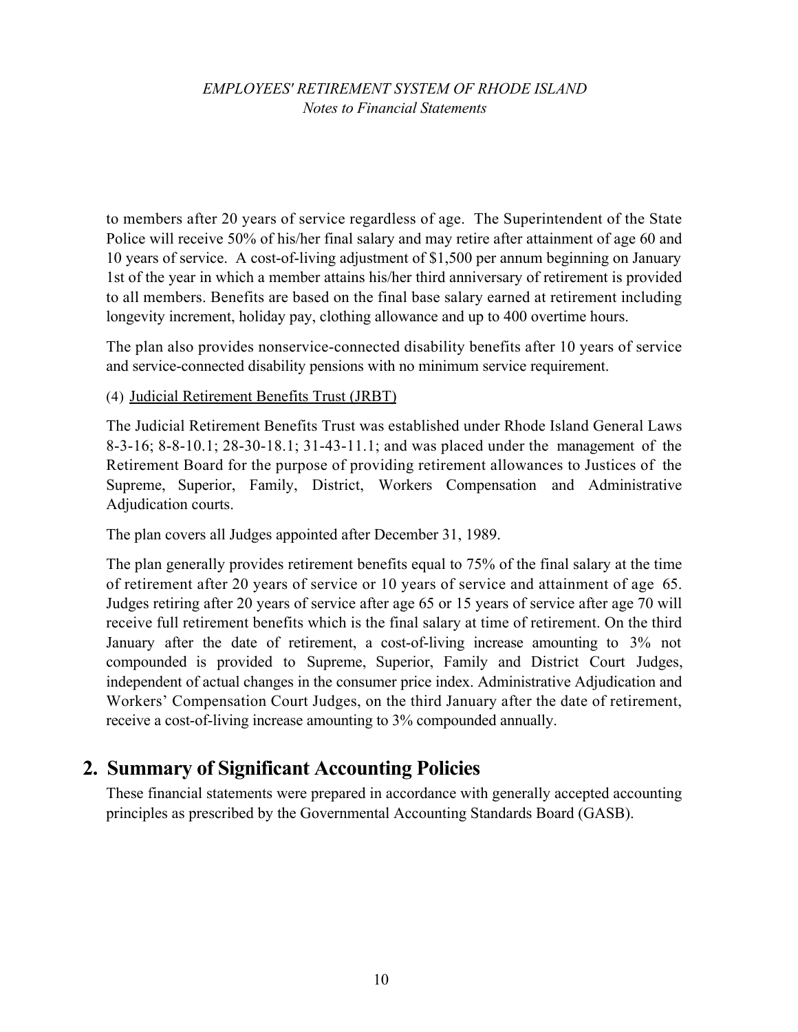to members after 20 years of service regardless of age. The Superintendent of the State Police will receive 50% of his/her final salary and may retire after attainment of age 60 and 10 years of service. A cost-of-living adjustment of $1,500 per annum beginning on January 1st of the year in which a member attains his/her third anniversary of retirement is provided to all members. Benefits are based on the final base salary earned at retirement including longevity increment, holiday pay, clothing allowance and up to 400 overtime hours.

The plan also provides nonservice-connected disability benefits after 10 years of service and service-connected disability pensions with no minimum service requirement.

(4) Judicial Retirement Benefits Trust (JRBT)

The Judicial Retirement Benefits Trust was established under Rhode Island General Laws 8-3-16; 8-8-10.1; 28-30-18.1; 31-43-11.1; and was placed under the management of the Retirement Board for the purpose of providing retirement allowances to Justices of the Supreme, Superior, Family, District, Workers Compensation and Administrative Adjudication courts.

The plan covers all Judges appointed after December 31, 1989.

The plan generally provides retirement benefits equal to 75% of the final salary at the time of retirement after 20 years of service or 10 years of service and attainment of age 65. Judges retiring after 20 years of service after age 65 or 15 years of service after age 70 will receive full retirement benefits which is the final salary at time of retirement. On the third January after the date of retirement, a cost-of-living increase amounting to 3% not compounded is provided to Supreme, Superior, Family and District Court Judges, independent of actual changes in the consumer price index. Administrative Adjudication and Workers' Compensation Court Judges, on the third January after the date of retirement, receive a cost-of-living increase amounting to 3% compounded annually.

## 2. Summary of Significant Accounting Policies

These financial statements were prepared in accordance with generally accepted accounting principles as prescribed by the Governmental Accounting Standards Board (GASB).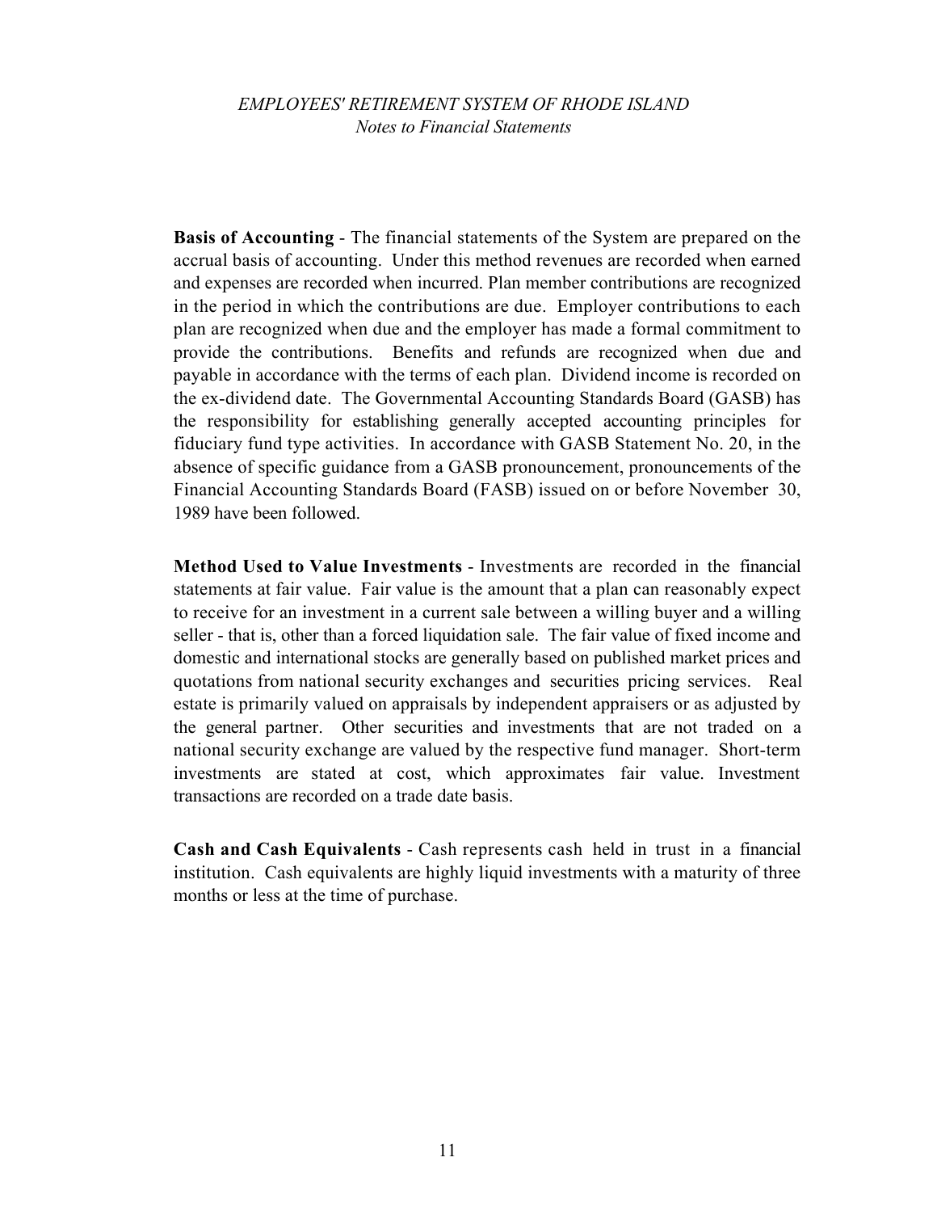**Basis of Accounting** - The financial statements of the System are prepared on the accrual basis of accounting. Under this method revenues are recorded when earned and expenses are recorded when incurred. Plan member contributions are recognized in the period in which the contributions are due. Employer contributions to each plan are recognized when due and the employer has made a formal commitment to provide the contributions. Benefits and refunds are recognized when due and payable in accordance with the terms of each plan. Dividend income is recorded on the ex-dividend date. The Governmental Accounting Standards Board (GASB) has the responsibility for establishing generally accepted accounting principles for fiduciary fund type activities. In accordance with GASB Statement No. 20, in the absence of specific guidance from a GASB pronouncement, pronouncements of the Financial Accounting Standards Board (FASB) issued on or before November 30, 1989 have been followed.

**Method Used to Value Investments** - Investments are recorded in the financial statements at fair value. Fair value is the amount that a plan can reasonably expect to receive for an investment in a current sale between a willing buyer and a willing seller - that is, other than a forced liquidation sale. The fair value of fixed income and domestic and international stocks are generally based on published market prices and quotations from national security exchanges and securities pricing services. Real estate is primarily valued on appraisals by independent appraisers or as adjusted by the general partner. Other securities and investments that are not traded on a national security exchange are valued by the respective fund manager. Short-term investments are stated at cost, which approximates fair value. Investment transactions are recorded on a trade date basis.

**Cash and Cash Equivalents** - Cash represents cash held in trust in a financial institution. Cash equivalents are highly liquid investments with a maturity of three months or less at the time of purchase.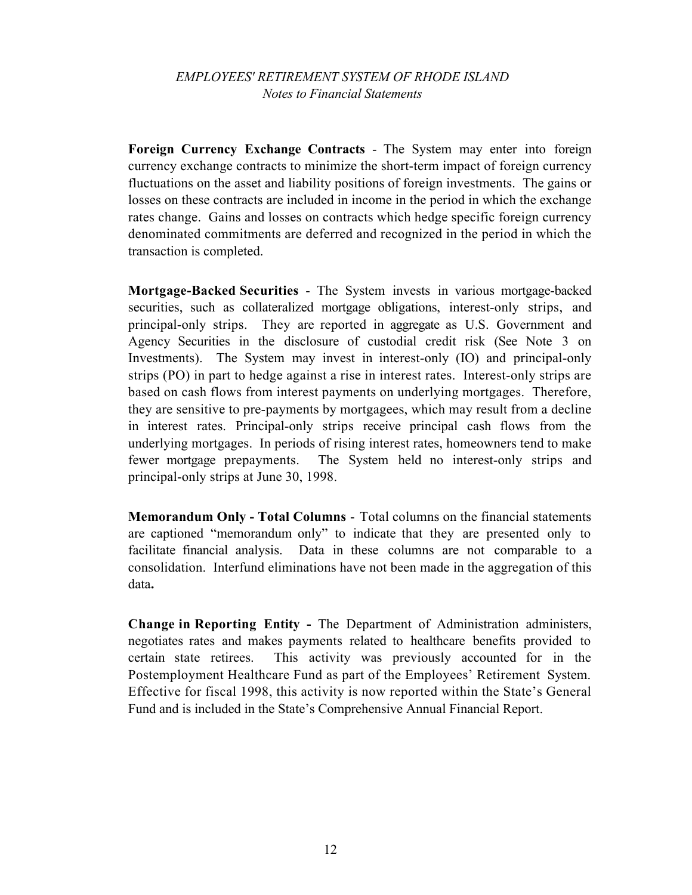**Foreign Currency Exchange Contracts** - The System may enter into foreign currency exchange contracts to minimize the short-term impact of foreign currency fluctuations on the asset and liability positions of foreign investments. The gains or losses on these contracts are included in income in the period in which the exchange rates change. Gains and losses on contracts which hedge specific foreign currency denominated commitments are deferred and recognized in the period in which the transaction is completed.

**Mortgage-Backed Securities** - The System invests in various mortgage-backed securities, such as collateralized mortgage obligations, interest-only strips, and principal-only strips. They are reported in aggregate as U.S. Government and Agency Securities in the disclosure of custodial credit risk (See Note 3 on Investments). The System may invest in interest-only (IO) and principal-only strips (PO) in part to hedge against a rise in interest rates. Interest-only strips are based on cash flows from interest payments on underlying mortgages. Therefore, they are sensitive to pre-payments by mortgagees, which may result from a decline in interest rates. Principal-only strips receive principal cash flows from the underlying mortgages. In periods of rising interest rates, homeowners tend to make fewer mortgage prepayments. The System held no interest-only strips and principal-only strips at June 30, 1998.

**Memorandum Only - Total Columns** - Total columns on the financial statements are captioned "memorandum only" to indicate that they are presented only to facilitate financial analysis. Data in these columns are not comparable to a consolidation. Interfund eliminations have not been made in the aggregation of this data**.**

**Change in Reporting Entity -** The Department of Administration administers, negotiates rates and makes payments related to healthcare benefits provided to certain state retirees. This activity was previously accounted for in the Postemployment Healthcare Fund as part of the Employees' Retirement System. Effective for fiscal 1998, this activity is now reported within the State's General Fund and is included in the State's Comprehensive Annual Financial Report.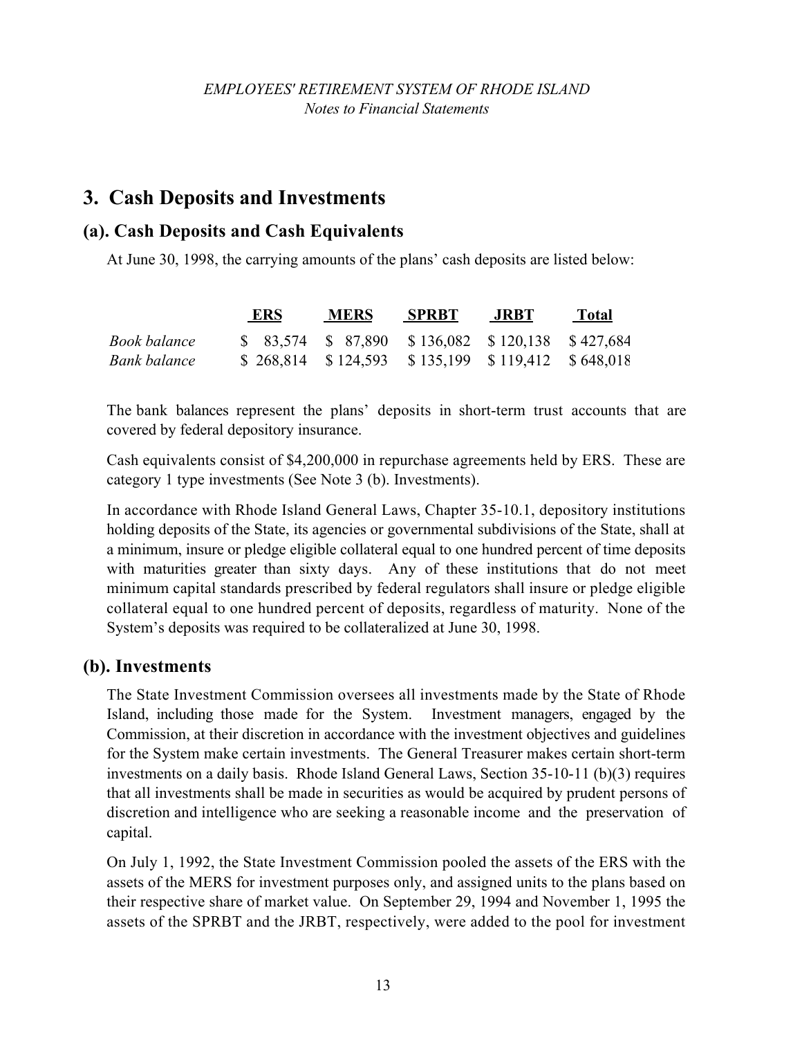# 3. Cash Deposits and Investments

## (a). Cash Deposits and Cash Equivalents

At June 30, 1998, the carrying amounts of the plans' cash deposits are listed below:

| | ERS | MERS | SPRBT | JRBT | Total |
|---|---|---|---|---|---|
| *Book balance* | \$ 83,574 | \$ 87,890 | \$ 136,082 | \$ 120,138 | \$ 427,684 |
| *Bank balance* | \$ 268,814 | \$ 124,593 | \$ 135,199 | \$ 119,412 | \$ 648,018 |

The bank balances represent the plans' deposits in short-term trust accounts that are covered by federal depository insurance.

Cash equivalents consist of \$4,200,000 in repurchase agreements held by ERS. These are category 1 type investments (See Note 3 (b). Investments).

In accordance with Rhode Island General Laws, Chapter 35-10.1, depository institutions holding deposits of the State, its agencies or governmental subdivisions of the State, shall at a minimum, insure or pledge eligible collateral equal to one hundred percent of time deposits with maturities greater than sixty days. Any of these institutions that do not meet minimum capital standards prescribed by federal regulators shall insure or pledge eligible collateral equal to one hundred percent of deposits, regardless of maturity. None of the System's deposits was required to be collateralized at June 30, 1998.

## (b). Investments

The State Investment Commission oversees all investments made by the State of Rhode Island, including those made for the System. Investment managers, engaged by the Commission, at their discretion in accordance with the investment objectives and guidelines for the System make certain investments. The General Treasurer makes certain short-term investments on a daily basis. Rhode Island General Laws, Section 35-10-11 (b)(3) requires that all investments shall be made in securities as would be acquired by prudent persons of discretion and intelligence who are seeking a reasonable income and the preservation of capital.

On July 1, 1992, the State Investment Commission pooled the assets of the ERS with the assets of the MERS for investment purposes only, and assigned units to the plans based on their respective share of market value. On September 29, 1994 and November 1, 1995 the assets of the SPRBT and the JRBT, respectively, were added to the pool for investment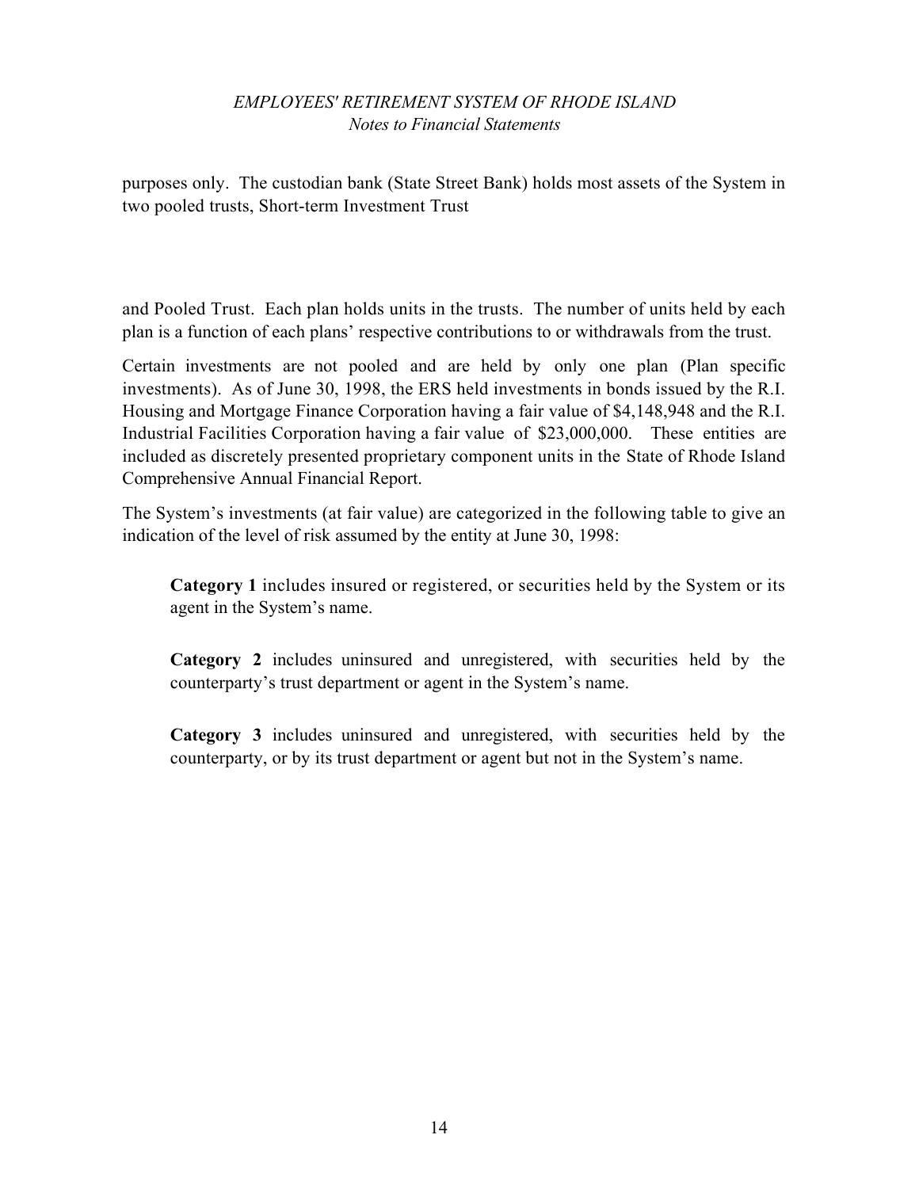purposes only. The custodian bank (State Street Bank) holds most assets of the System in two pooled trusts, Short-term Investment Trust

and Pooled Trust. Each plan holds units in the trusts. The number of units held by each plan is a function of each plans' respective contributions to or withdrawals from the trust.

Certain investments are not pooled and are held by only one plan (Plan specific investments). As of June 30, 1998, the ERS held investments in bonds issued by the R.I. Housing and Mortgage Finance Corporation having a fair value of $4,148,948 and the R.I. Industrial Facilities Corporation having a fair value of $23,000,000. These entities are included as discretely presented proprietary component units in the State of Rhode Island Comprehensive Annual Financial Report.

The System's investments (at fair value) are categorized in the following table to give an indication of the level of risk assumed by the entity at June 30, 1998:

> **Category 1** includes insured or registered, or securities held by the System or its agent in the System's name.
>
> **Category 2** includes uninsured and unregistered, with securities held by the counterparty's trust department or agent in the System's name.
>
> **Category 3** includes uninsured and unregistered, with securities held by the counterparty, or by its trust department or agent but not in the System's name.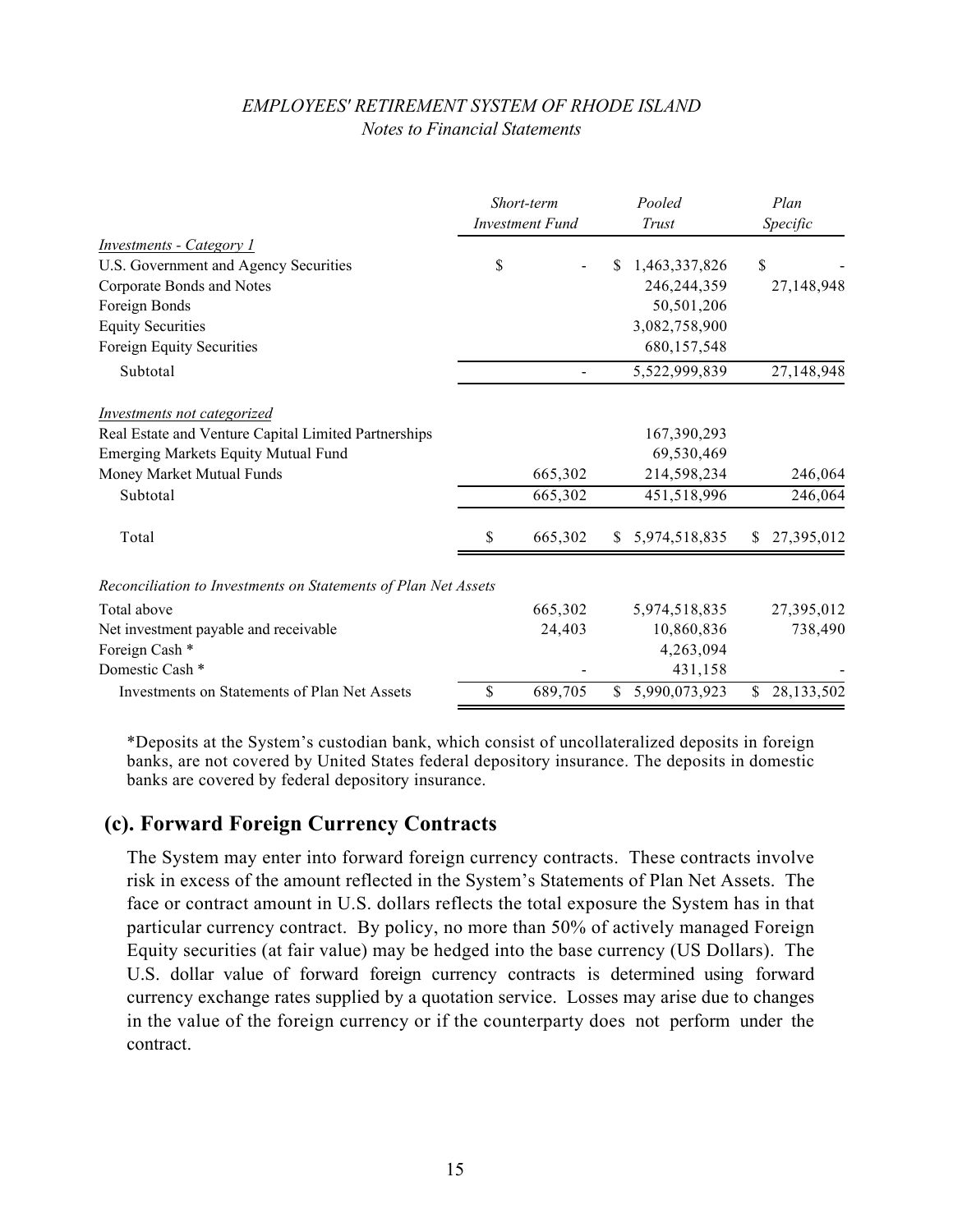| | Short-term Investment Fund | Pooled Trust | Plan Specific |
|---|---|---|---|
| *Investments - Category 1* | | | |
| U.S. Government and Agency Securities | $ - | $ 1,463,337,826 | $ - |
| Corporate Bonds and Notes | | 246,244,359 | 27,148,948 |
| Foreign Bonds | | 50,501,206 | |
| Equity Securities | | 3,082,758,900 | |
| Foreign Equity Securities | | 680,157,548 | |
| Subtotal | - | 5,522,999,839 | 27,148,948 |
| *Investments not categorized* | | | |
| Real Estate and Venture Capital Limited Partnerships | | 167,390,293 | |
| Emerging Markets Equity Mutual Fund | | 69,530,469 | |
| Money Market Mutual Funds | 665,302 | 214,598,234 | 246,064 |
| Subtotal | 665,302 | 451,518,996 | 246,064 |
| Total | $ 665,302 | $ 5,974,518,835 | $ 27,395,012 |
| *Reconciliation to Investments on Statements of Plan Net Assets* | | | |
| Total above | 665,302 | 5,974,518,835 | 27,395,012 |
| Net investment payable and receivable | 24,403 | 10,860,836 | 738,490 |
| Foreign Cash * | | 4,263,094 | |
| Domestic Cash * | - | 431,158 | - |
| Investments on Statements of Plan Net Assets | $ 689,705 | $ 5,990,073,923 | $ 28,133,502 |

*Deposits at the System's custodian bank, which consist of uncollateralized deposits in foreign banks, are not covered by United States federal depository insurance. The deposits in domestic banks are covered by federal depository insurance.

## (c). Forward Foreign Currency Contracts

The System may enter into forward foreign currency contracts. These contracts involve risk in excess of the amount reflected in the System's Statements of Plan Net Assets. The face or contract amount in U.S. dollars reflects the total exposure the System has in that particular currency contract. By policy, no more than 50% of actively managed Foreign Equity securities (at fair value) may be hedged into the base currency (US Dollars). The U.S. dollar value of forward foreign currency contracts is determined using forward currency exchange rates supplied by a quotation service. Losses may arise due to changes in the value of the foreign currency or if the counterparty does not perform under the contract.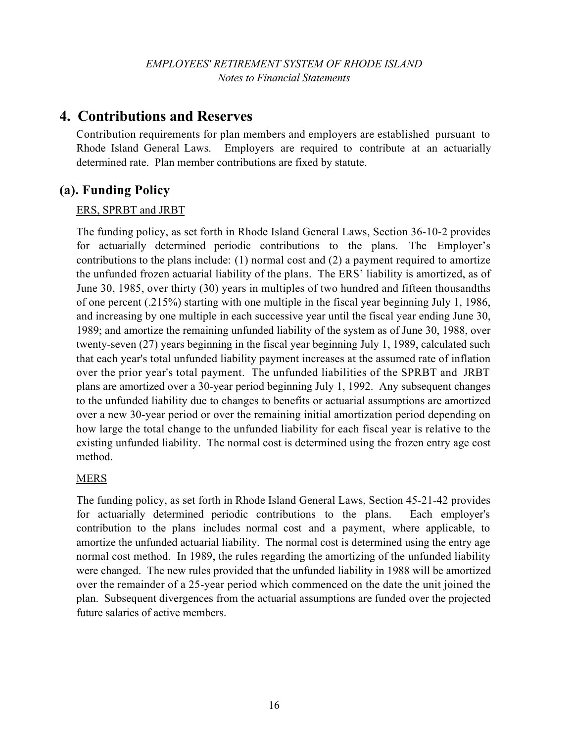## 4. Contributions and Reserves

Contribution requirements for plan members and employers are established pursuant to Rhode Island General Laws. Employers are required to contribute at an actuarially determined rate. Plan member contributions are fixed by statute.

### (a). Funding Policy

ERS, SPRBT and JRBT

The funding policy, as set forth in Rhode Island General Laws, Section 36-10-2 provides for actuarially determined periodic contributions to the plans. The Employer's contributions to the plans include: (1) normal cost and (2) a payment required to amortize the unfunded frozen actuarial liability of the plans. The ERS' liability is amortized, as of June 30, 1985, over thirty (30) years in multiples of two hundred and fifteen thousandths of one percent (.215%) starting with one multiple in the fiscal year beginning July 1, 1986, and increasing by one multiple in each successive year until the fiscal year ending June 30, 1989; and amortize the remaining unfunded liability of the system as of June 30, 1988, over twenty-seven (27) years beginning in the fiscal year beginning July 1, 1989, calculated such that each year's total unfunded liability payment increases at the assumed rate of inflation over the prior year's total payment. The unfunded liabilities of the SPRBT and JRBT plans are amortized over a 30-year period beginning July 1, 1992. Any subsequent changes to the unfunded liability due to changes to benefits or actuarial assumptions are amortized over a new 30-year period or over the remaining initial amortization period depending on how large the total change to the unfunded liability for each fiscal year is relative to the existing unfunded liability. The normal cost is determined using the frozen entry age cost method.

MERS

The funding policy, as set forth in Rhode Island General Laws, Section 45-21-42 provides for actuarially determined periodic contributions to the plans. Each employer's contribution to the plans includes normal cost and a payment, where applicable, to amortize the unfunded actuarial liability. The normal cost is determined using the entry age normal cost method. In 1989, the rules regarding the amortizing of the unfunded liability were changed. The new rules provided that the unfunded liability in 1988 will be amortized over the remainder of a 25-year period which commenced on the date the unit joined the plan. Subsequent divergences from the actuarial assumptions are funded over the projected future salaries of active members.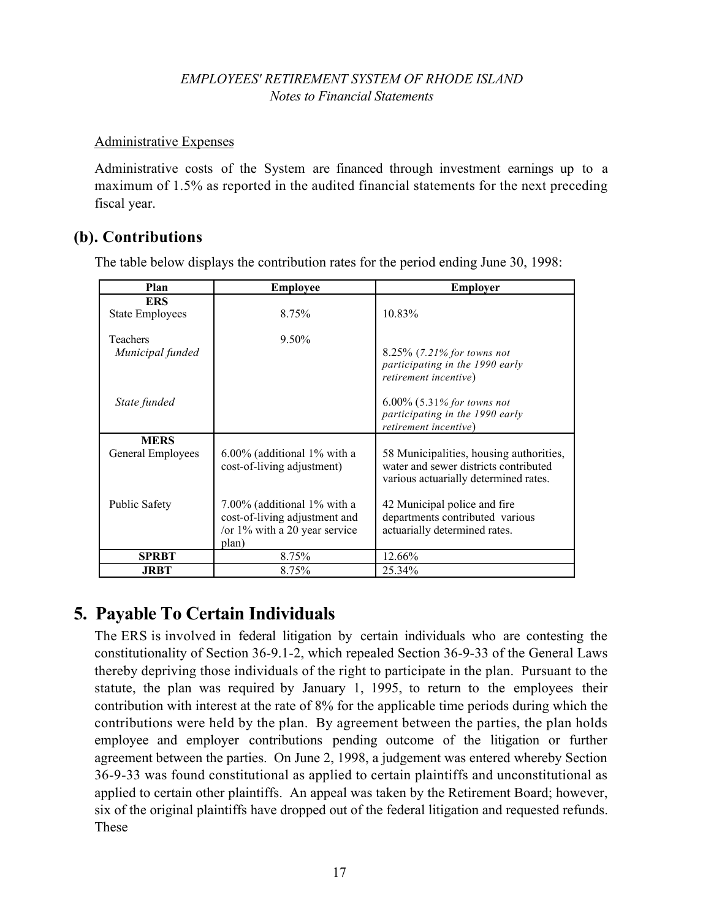Administrative Expenses

Administrative costs of the System are financed through investment earnings up to a maximum of 1.5% as reported in the audited financial statements for the next preceding fiscal year.

## (b). Contributions

The table below displays the contribution rates for the period ending June 30, 1998:

| Plan | Employee | Employer |
|---|---|---|
| **ERS** | | |
| State Employees | 8.75% | 10.83% |
| Teachers | 9.50% | |
| *Municipal funded* | | 8.25% (*7.21% for towns not participating in the 1990 early retirement incentive*) |
| *State funded* | | 6.00% (*5.31% for towns not participating in the 1990 early retirement incentive*) |
| **MERS** | | |
| General Employees | 6.00% (additional 1% with a cost-of-living adjustment) | 58 Municipalities, housing authorities, water and sewer districts contributed various actuarially determined rates. |
| Public Safety | 7.00% (additional 1% with a cost-of-living adjustment and /or 1% with a 20 year service plan) | 42 Municipal police and fire departments contributed various actuarially determined rates. |
| **SPRBT** | 8.75% | 12.66% |
| **JRBT** | 8.75% | 25.34% |

# 5. Payable To Certain Individuals

The ERS is involved in federal litigation by certain individuals who are contesting the constitutionality of Section 36-9.1-2, which repealed Section 36-9-33 of the General Laws thereby depriving those individuals of the right to participate in the plan. Pursuant to the statute, the plan was required by January 1, 1995, to return to the employees their contribution with interest at the rate of 8% for the applicable time periods during which the contributions were held by the plan. By agreement between the parties, the plan holds employee and employer contributions pending outcome of the litigation or further agreement between the parties. On June 2, 1998, a judgement was entered whereby Section 36-9-33 was found constitutional as applied to certain plaintiffs and unconstitutional as applied to certain other plaintiffs. An appeal was taken by the Retirement Board; however, six of the original plaintiffs have dropped out of the federal litigation and requested refunds. These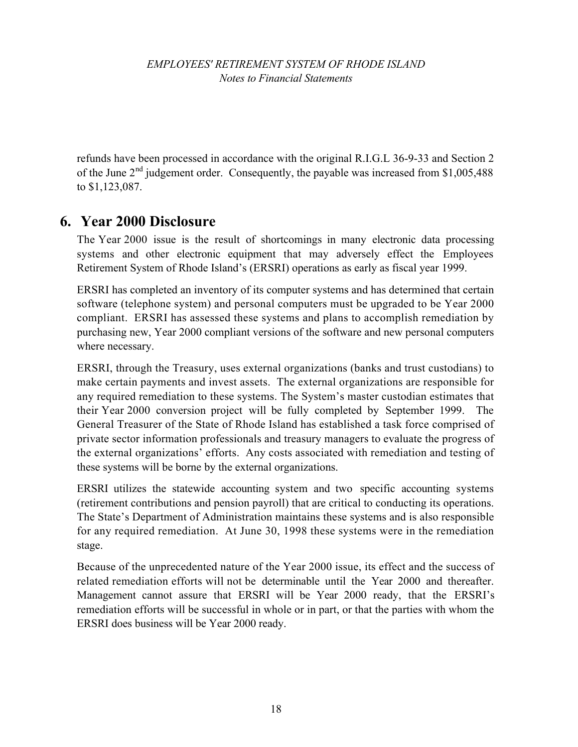refunds have been processed in accordance with the original R.I.G.L 36-9-33 and Section 2 of the June 2nd judgement order. Consequently, the payable was increased from $1,005,488 to $1,123,087.

## 6. Year 2000 Disclosure

The Year 2000 issue is the result of shortcomings in many electronic data processing systems and other electronic equipment that may adversely effect the Employees Retirement System of Rhode Island's (ERSRI) operations as early as fiscal year 1999.

ERSRI has completed an inventory of its computer systems and has determined that certain software (telephone system) and personal computers must be upgraded to be Year 2000 compliant. ERSRI has assessed these systems and plans to accomplish remediation by purchasing new, Year 2000 compliant versions of the software and new personal computers where necessary.

ERSRI, through the Treasury, uses external organizations (banks and trust custodians) to make certain payments and invest assets. The external organizations are responsible for any required remediation to these systems. The System's master custodian estimates that their Year 2000 conversion project will be fully completed by September 1999. The General Treasurer of the State of Rhode Island has established a task force comprised of private sector information professionals and treasury managers to evaluate the progress of the external organizations' efforts. Any costs associated with remediation and testing of these systems will be borne by the external organizations.

ERSRI utilizes the statewide accounting system and two specific accounting systems (retirement contributions and pension payroll) that are critical to conducting its operations. The State's Department of Administration maintains these systems and is also responsible for any required remediation. At June 30, 1998 these systems were in the remediation stage.

Because of the unprecedented nature of the Year 2000 issue, its effect and the success of related remediation efforts will not be determinable until the Year 2000 and thereafter. Management cannot assure that ERSRI will be Year 2000 ready, that the ERSRI's remediation efforts will be successful in whole or in part, or that the parties with whom the ERSRI does business will be Year 2000 ready.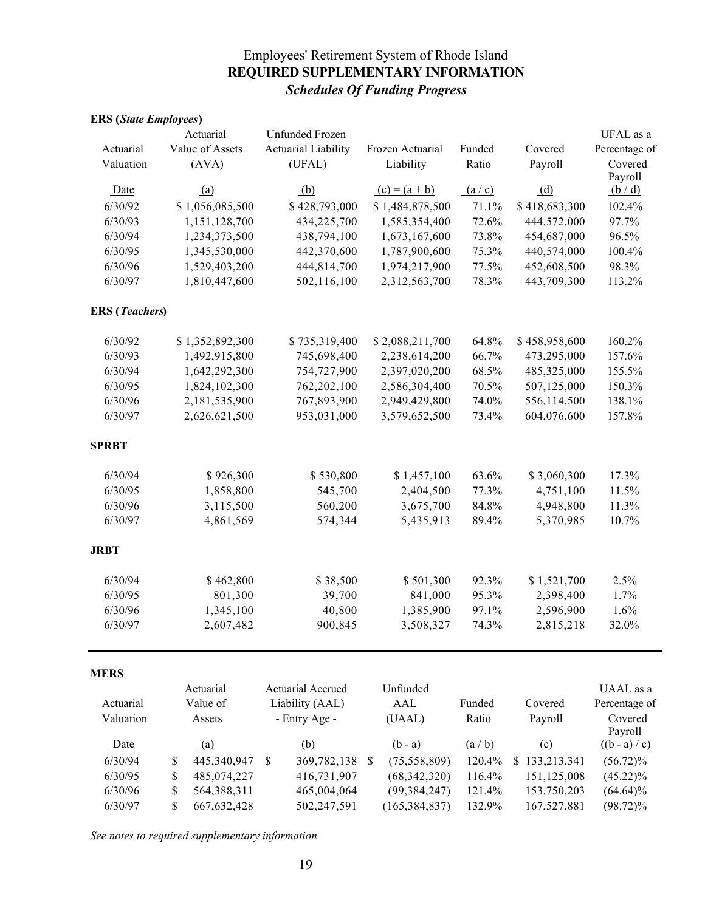# Employees' Retirement System of Rhode Island
## REQUIRED SUPPLEMENTARY INFORMATION
### *Schedules Of Funding Progress*

**ERS (*State Employees*)**

| Actuarial Valuation Date | Actuarial Value of Assets (AVA) (a) | Unfunded Frozen Actuarial Liability (UFAL) (b) | Frozen Actuarial Liability (c) = (a + b) | Funded Ratio (a / c) | Covered Payroll (d) | UFAL as a Percentage of Covered Payroll (b / d) |
|---|---|---|---|---|---|---|
| 6/30/92 | $ 1,056,085,500 | $ 428,793,000 | $ 1,484,878,500 | 71.1% | $ 418,683,300 | 102.4% |
| 6/30/93 | 1,151,128,700 | 434,225,700 | 1,585,354,400 | 72.6% | 444,572,000 | 97.7% |
| 6/30/94 | 1,234,373,500 | 438,794,100 | 1,673,167,600 | 73.8% | 454,687,000 | 96.5% |
| 6/30/95 | 1,345,530,000 | 442,370,600 | 1,787,900,600 | 75.3% | 440,574,000 | 100.4% |
| 6/30/96 | 1,529,403,200 | 444,814,700 | 1,974,217,900 | 77.5% | 452,608,500 | 98.3% |
| 6/30/97 | 1,810,447,600 | 502,116,100 | 2,312,563,700 | 78.3% | 443,709,300 | 113.2% |

**ERS (*Teachers*)**

| Actuarial Valuation Date | Actuarial Value of Assets (AVA) (a) | Unfunded Frozen Actuarial Liability (UFAL) (b) | Frozen Actuarial Liability (c) = (a + b) | Funded Ratio (a / c) | Covered Payroll (d) | UFAL as a Percentage of Covered Payroll (b / d) |
|---|---|---|---|---|---|---|
| 6/30/92 | $ 1,352,892,300 | $ 735,319,400 | $ 2,088,211,700 | 64.8% | $ 458,958,600 | 160.2% |
| 6/30/93 | 1,492,915,800 | 745,698,400 | 2,238,614,200 | 66.7% | 473,295,000 | 157.6% |
| 6/30/94 | 1,642,292,300 | 754,727,900 | 2,397,020,200 | 68.5% | 485,325,000 | 155.5% |
| 6/30/95 | 1,824,102,300 | 762,202,100 | 2,586,304,400 | 70.5% | 507,125,000 | 150.3% |
| 6/30/96 | 2,181,535,900 | 767,893,900 | 2,949,429,800 | 74.0% | 556,114,500 | 138.1% |
| 6/30/97 | 2,626,621,500 | 953,031,000 | 3,579,652,500 | 73.4% | 604,076,600 | 157.8% |

**SPRBT**

| Actuarial Valuation Date | Actuarial Value of Assets (AVA) (a) | Unfunded Frozen Actuarial Liability (UFAL) (b) | Frozen Actuarial Liability (c) = (a + b) | Funded Ratio (a / c) | Covered Payroll (d) | UFAL as a Percentage of Covered Payroll (b / d) |
|---|---|---|---|---|---|---|
| 6/30/94 | $ 926,300 | $ 530,800 | $ 1,457,100 | 63.6% | $ 3,060,300 | 17.3% |
| 6/30/95 | 1,858,800 | 545,700 | 2,404,500 | 77.3% | 4,751,100 | 11.5% |
| 6/30/96 | 3,115,500 | 560,200 | 3,675,700 | 84.8% | 4,948,800 | 11.3% |
| 6/30/97 | 4,861,569 | 574,344 | 5,435,913 | 89.4% | 5,370,985 | 10.7% |

**JRBT**

| Actuarial Valuation Date | Actuarial Value of Assets (AVA) (a) | Unfunded Frozen Actuarial Liability (UFAL) (b) | Frozen Actuarial Liability (c) = (a + b) | Funded Ratio (a / c) | Covered Payroll (d) | UFAL as a Percentage of Covered Payroll (b / d) |
|---|---|---|---|---|---|---|
| 6/30/94 | $ 462,800 | $ 38,500 | $ 501,300 | 92.3% | $ 1,521,700 | 2.5% |
| 6/30/95 | 801,300 | 39,700 | 841,000 | 95.3% | 2,398,400 | 1.7% |
| 6/30/96 | 1,345,100 | 40,800 | 1,385,900 | 97.1% | 2,596,900 | 1.6% |
| 6/30/97 | 2,607,482 | 900,845 | 3,508,327 | 74.3% | 2,815,218 | 32.0% |

**MERS**

| Actuarial Valuation Date | Actuarial Value of Assets (a) | Actuarial Accrued Liability (AAL) - Entry Age - (b) | Unfunded AAL (UAAL) (b - a) | Funded Ratio (a / b) | Covered Payroll (c) | UAAL as a Percentage of Covered Payroll ((b - a) / c) |
|---|---|---|---|---|---|---|
| 6/30/94 | $ 445,340,947 | $ 369,782,138 | $ (75,558,809) | 120.4% | $ 133,213,341 | (56.72)% |
| 6/30/95 | $ 485,074,227 | 416,731,907 | (68,342,320) | 116.4% | 151,125,008 | (45.22)% |
| 6/30/96 | $ 564,388,311 | 465,004,064 | (99,384,247) | 121.4% | 153,750,203 | (64.64)% |
| 6/30/97 | $ 667,632,428 | 502,247,591 | (165,384,837) | 132.9% | 167,527,881 | (98.72)% |

*See notes to required supplementary information*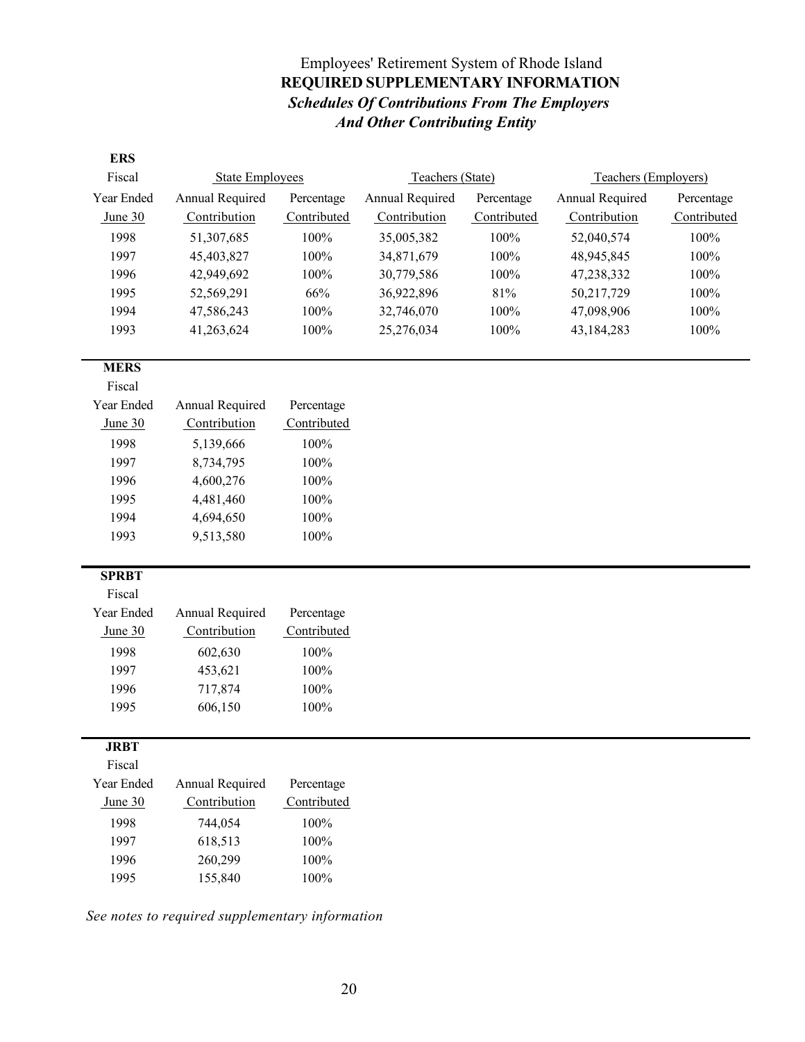Employees' Retirement System of Rhode Island

**REQUIRED SUPPLEMENTARY INFORMATION**

***Schedules Of Contributions From The Employers And Other Contributing Entity***

**ERS**

| Fiscal | State Employees | | Teachers (State) | | Teachers (Employers) | |
|---|---|---|---|---|---|---|
| Year Ended June 30 | Annual Required Contribution | Percentage Contributed | Annual Required Contribution | Percentage Contributed | Annual Required Contribution | Percentage Contributed |
| 1998 | 51,307,685 | 100% | 35,005,382 | 100% | 52,040,574 | 100% |
| 1997 | 45,403,827 | 100% | 34,871,679 | 100% | 48,945,845 | 100% |
| 1996 | 42,949,692 | 100% | 30,779,586 | 100% | 47,238,332 | 100% |
| 1995 | 52,569,291 | 66% | 36,922,896 | 81% | 50,217,729 | 100% |
| 1994 | 47,586,243 | 100% | 32,746,070 | 100% | 47,098,906 | 100% |
| 1993 | 41,263,624 | 100% | 25,276,034 | 100% | 43,184,283 | 100% |

**MERS**

| Fiscal Year Ended June 30 | Annual Required Contribution | Percentage Contributed |
|---|---|---|
| 1998 | 5,139,666 | 100% |
| 1997 | 8,734,795 | 100% |
| 1996 | 4,600,276 | 100% |
| 1995 | 4,481,460 | 100% |
| 1994 | 4,694,650 | 100% |
| 1993 | 9,513,580 | 100% |

**SPRBT**

| Fiscal Year Ended June 30 | Annual Required Contribution | Percentage Contributed |
|---|---|---|
| 1998 | 602,630 | 100% |
| 1997 | 453,621 | 100% |
| 1996 | 717,874 | 100% |
| 1995 | 606,150 | 100% |

**JRBT**

| Fiscal Year Ended June 30 | Annual Required Contribution | Percentage Contributed |
|---|---|---|
| 1998 | 744,054 | 100% |
| 1997 | 618,513 | 100% |
| 1996 | 260,299 | 100% |
| 1995 | 155,840 | 100% |

*See notes to required supplementary information*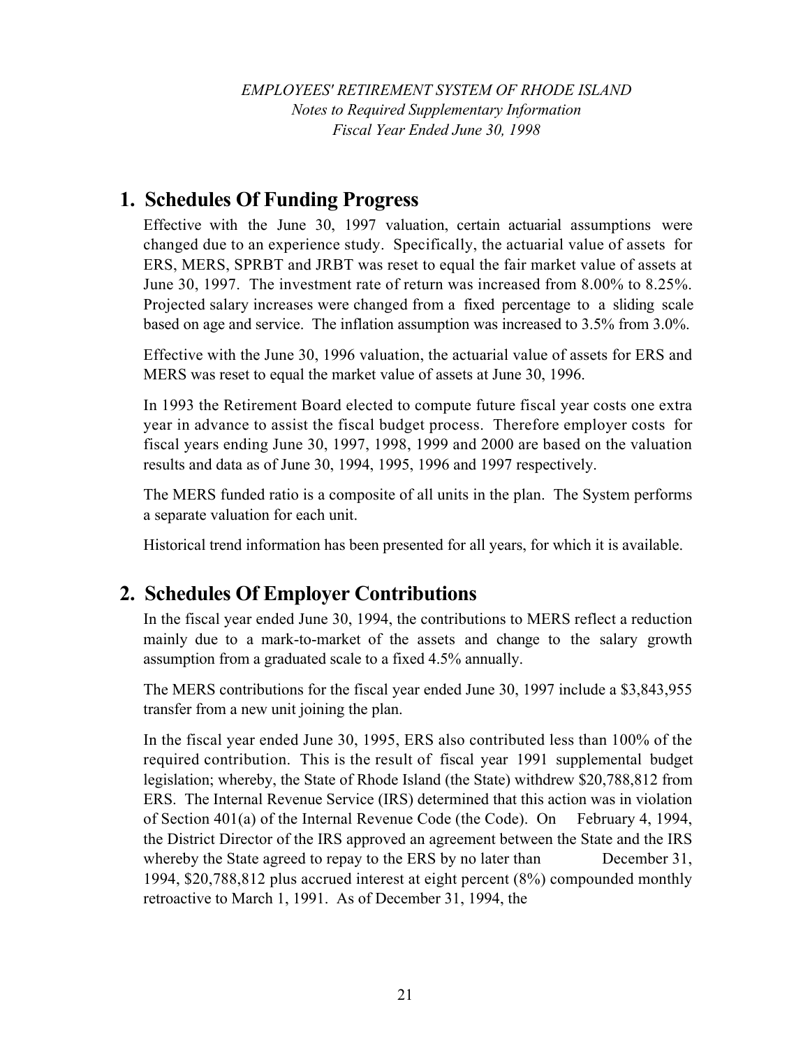*EMPLOYEES' RETIREMENT SYSTEM OF RHODE ISLAND*
*Notes to Required Supplementary Information*
*Fiscal Year Ended June 30, 1998*

## 1. Schedules Of Funding Progress

Effective with the June 30, 1997 valuation, certain actuarial assumptions were changed due to an experience study. Specifically, the actuarial value of assets for ERS, MERS, SPRBT and JRBT was reset to equal the fair market value of assets at June 30, 1997. The investment rate of return was increased from 8.00% to 8.25%. Projected salary increases were changed from a fixed percentage to a sliding scale based on age and service. The inflation assumption was increased to 3.5% from 3.0%.

Effective with the June 30, 1996 valuation, the actuarial value of assets for ERS and MERS was reset to equal the market value of assets at June 30, 1996.

In 1993 the Retirement Board elected to compute future fiscal year costs one extra year in advance to assist the fiscal budget process. Therefore employer costs for fiscal years ending June 30, 1997, 1998, 1999 and 2000 are based on the valuation results and data as of June 30, 1994, 1995, 1996 and 1997 respectively.

The MERS funded ratio is a composite of all units in the plan. The System performs a separate valuation for each unit.

Historical trend information has been presented for all years, for which it is available.

## 2. Schedules Of Employer Contributions

In the fiscal year ended June 30, 1994, the contributions to MERS reflect a reduction mainly due to a mark-to-market of the assets and change to the salary growth assumption from a graduated scale to a fixed 4.5% annually.

The MERS contributions for the fiscal year ended June 30, 1997 include a $3,843,955 transfer from a new unit joining the plan.

In the fiscal year ended June 30, 1995, ERS also contributed less than 100% of the required contribution. This is the result of fiscal year 1991 supplemental budget legislation; whereby, the State of Rhode Island (the State) withdrew $20,788,812 from ERS. The Internal Revenue Service (IRS) determined that this action was in violation of Section 401(a) of the Internal Revenue Code (the Code). On February 4, 1994, the District Director of the IRS approved an agreement between the State and the IRS whereby the State agreed to repay to the ERS by no later than December 31, 1994, $20,788,812 plus accrued interest at eight percent (8%) compounded monthly retroactive to March 1, 1991. As of December 31, 1994, the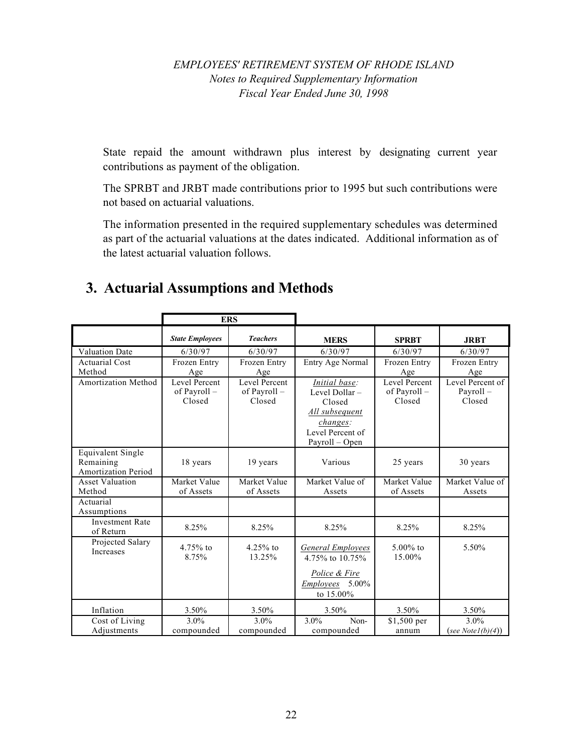State repaid the amount withdrawn plus interest by designating current year contributions as payment of the obligation.

The SPRBT and JRBT made contributions prior to 1995 but such contributions were not based on actuarial valuations.

The information presented in the required supplementary schedules was determined as part of the actuarial valuations at the dates indicated. Additional information as of the latest actuarial valuation follows.

## 3. Actuarial Assumptions and Methods

| | ERS | | | | |
|---|---|---|---|---|---|
| | ***State Employees*** | ***Teachers*** | **MERS** | **SPRBT** | **JRBT** |
| Valuation Date | 6/30/97 | 6/30/97 | 6/30/97 | 6/30/97 | 6/30/97 |
| Actuarial Cost Method | Frozen Entry Age | Frozen Entry Age | Entry Age Normal | Frozen Entry Age | Frozen Entry Age |
| Amortization Method | Level Percent of Payroll – Closed | Level Percent of Payroll – Closed | *Initial base:* Level Dollar – Closed *All subsequent changes:* Level Percent of Payroll – Open | Level Percent of Payroll – Closed | Level Percent of Payroll – Closed |
| Equivalent Single Remaining Amortization Period | 18 years | 19 years | Various | 25 years | 30 years |
| Asset Valuation Method | Market Value of Assets | Market Value of Assets | Market Value of Assets | Market Value of Assets | Market Value of Assets |
| Actuarial Assumptions | | | | | |
| Investment Rate of Return | 8.25% | 8.25% | 8.25% | 8.25% | 8.25% |
| Projected Salary Increases | 4.75% to 8.75% | 4.25% to 13.25% | *General Employees* 4.75% to 10.75% *Police & Fire Employees* 5.00% to 15.00% | 5.00% to 15.00% | 5.50% |
| Inflation | 3.50% | 3.50% | 3.50% | 3.50% | 3.50% |
| Cost of Living Adjustments | 3.0% compounded | 3.0% compounded | 3.0% Non-compounded | $1,500 per annum | 3.0% (*see Note1(b)(4)*) |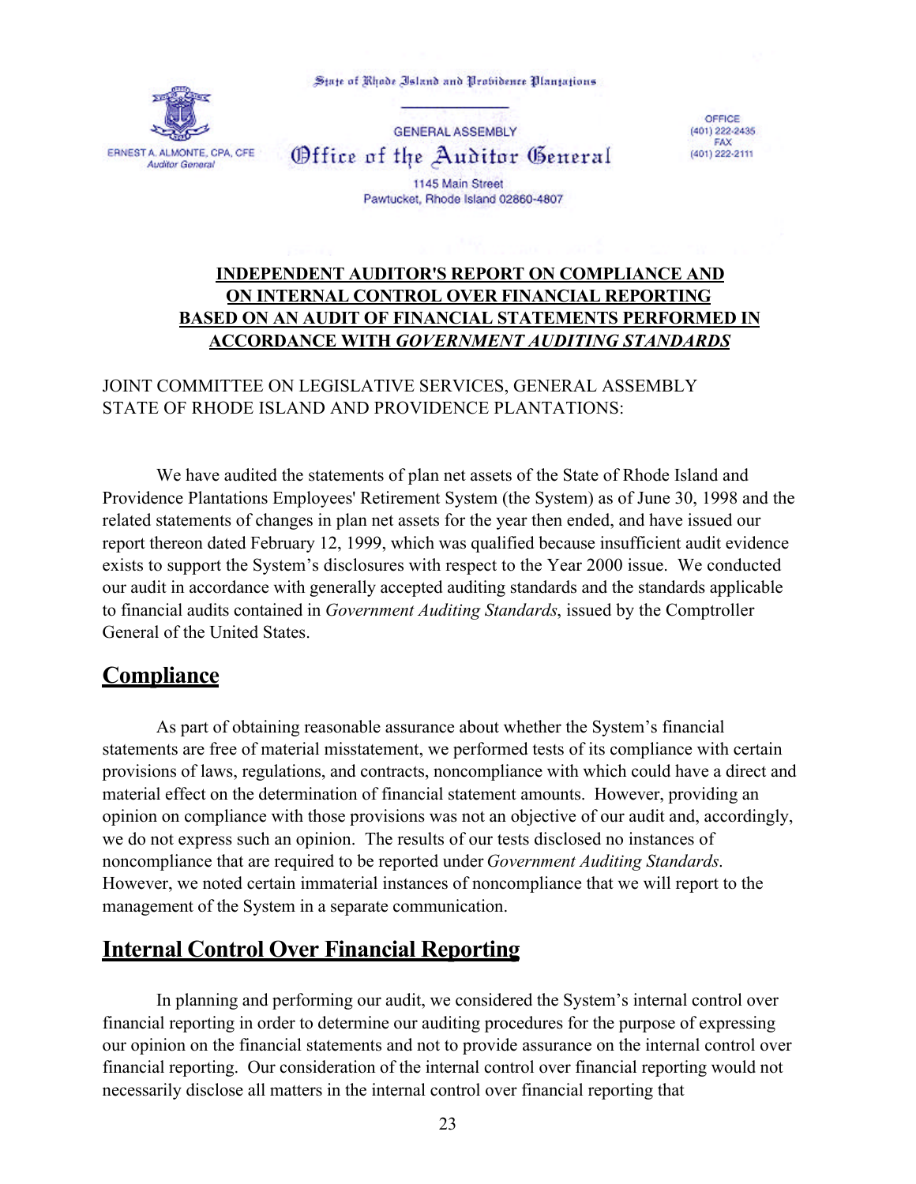State of Rhode Island and Providence Plantations

ERNEST A. ALMONTE, CPA, CFE
*Auditor General*

GENERAL ASSEMBLY
**Office of the Auditor General**
1145 Main Street
Pawtucket, Rhode Island 02860-4807

OFFICE
(401) 222-2435
FAX
(401) 222-2111

**INDEPENDENT AUDITOR'S REPORT ON COMPLIANCE AND ON INTERNAL CONTROL OVER FINANCIAL REPORTING BASED ON AN AUDIT OF FINANCIAL STATEMENTS PERFORMED IN ACCORDANCE WITH *GOVERNMENT AUDITING STANDARDS***

JOINT COMMITTEE ON LEGISLATIVE SERVICES, GENERAL ASSEMBLY
STATE OF RHODE ISLAND AND PROVIDENCE PLANTATIONS:

We have audited the statements of plan net assets of the State of Rhode Island and Providence Plantations Employees' Retirement System (the System) as of June 30, 1998 and the related statements of changes in plan net assets for the year then ended, and have issued our report thereon dated February 12, 1999, which was qualified because insufficient audit evidence exists to support the System's disclosures with respect to the Year 2000 issue. We conducted our audit in accordance with generally accepted auditing standards and the standards applicable to financial audits contained in *Government Auditing Standards*, issued by the Comptroller General of the United States.

## Compliance

As part of obtaining reasonable assurance about whether the System's financial statements are free of material misstatement, we performed tests of its compliance with certain provisions of laws, regulations, and contracts, noncompliance with which could have a direct and material effect on the determination of financial statement amounts. However, providing an opinion on compliance with those provisions was not an objective of our audit and, accordingly, we do not express such an opinion. The results of our tests disclosed no instances of noncompliance that are required to be reported under *Government Auditing Standards*. However, we noted certain immaterial instances of noncompliance that we will report to the management of the System in a separate communication.

## Internal Control Over Financial Reporting

In planning and performing our audit, we considered the System's internal control over financial reporting in order to determine our auditing procedures for the purpose of expressing our opinion on the financial statements and not to provide assurance on the internal control over financial reporting. Our consideration of the internal control over financial reporting would not necessarily disclose all matters in the internal control over financial reporting that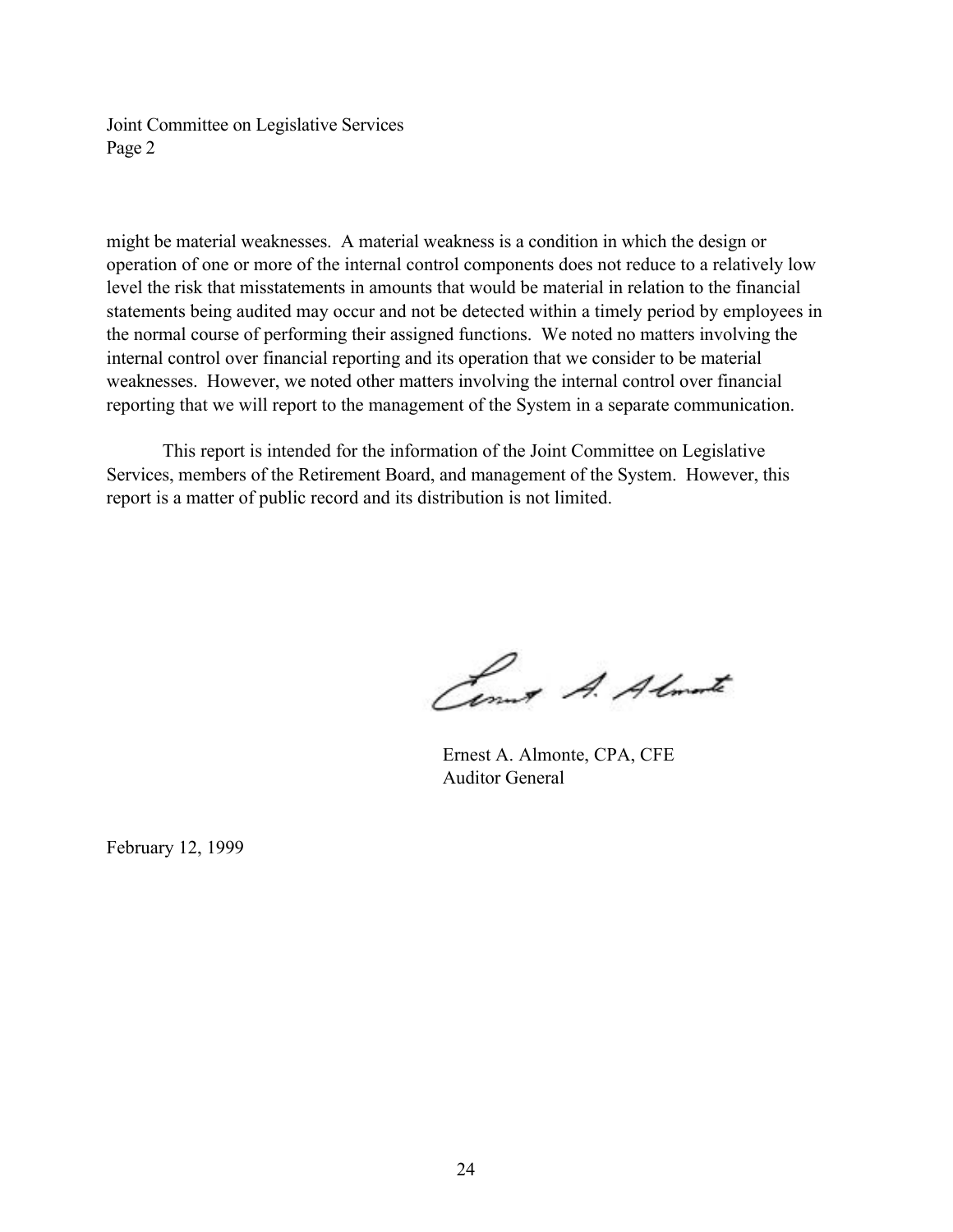might be material weaknesses. A material weakness is a condition in which the design or operation of one or more of the internal control components does not reduce to a relatively low level the risk that misstatements in amounts that would be material in relation to the financial statements being audited may occur and not be detected within a timely period by employees in the normal course of performing their assigned functions. We noted no matters involving the internal control over financial reporting and its operation that we consider to be material weaknesses. However, we noted other matters involving the internal control over financial reporting that we will report to the management of the System in a separate communication.

This report is intended for the information of the Joint Committee on Legislative Services, members of the Retirement Board, and management of the System. However, this report is a matter of public record and its distribution is not limited.

Ernest A. Almonte, CPA, CFE
Auditor General

February 12, 1999